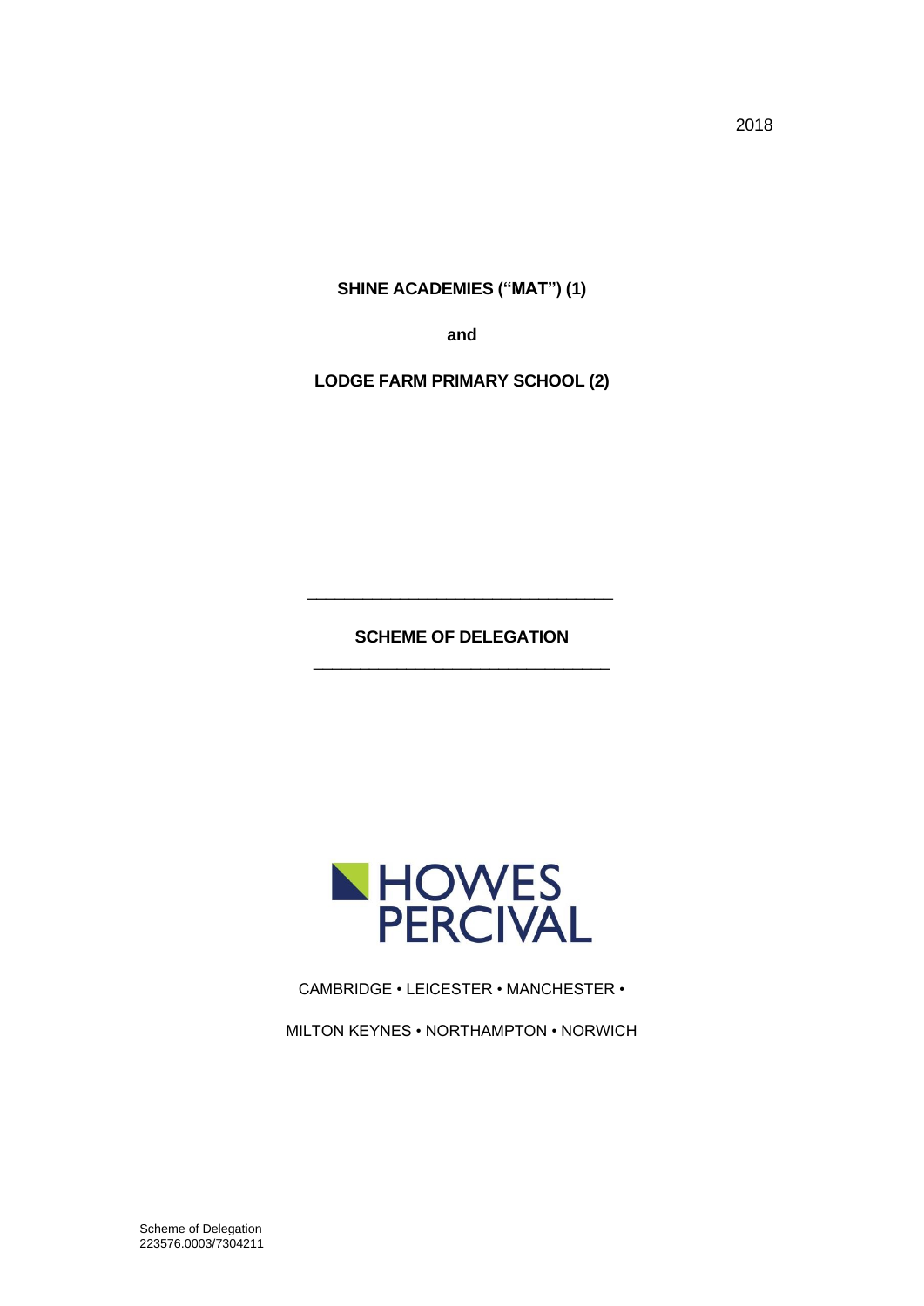2018

**SHINE ACADEMIES ("MAT") (1)**

**and**

**LODGE FARM PRIMARY SCHOOL (2)**

---

**SCHEME OF DELEGATION**

---

HOWES PERCIVAL

CAMBRIDGE • LEICESTER • MANCHESTER •

MILTON KEYNES • NORTHAMPTON • NORWICH

Scheme of Delegation
223576.0003/7304211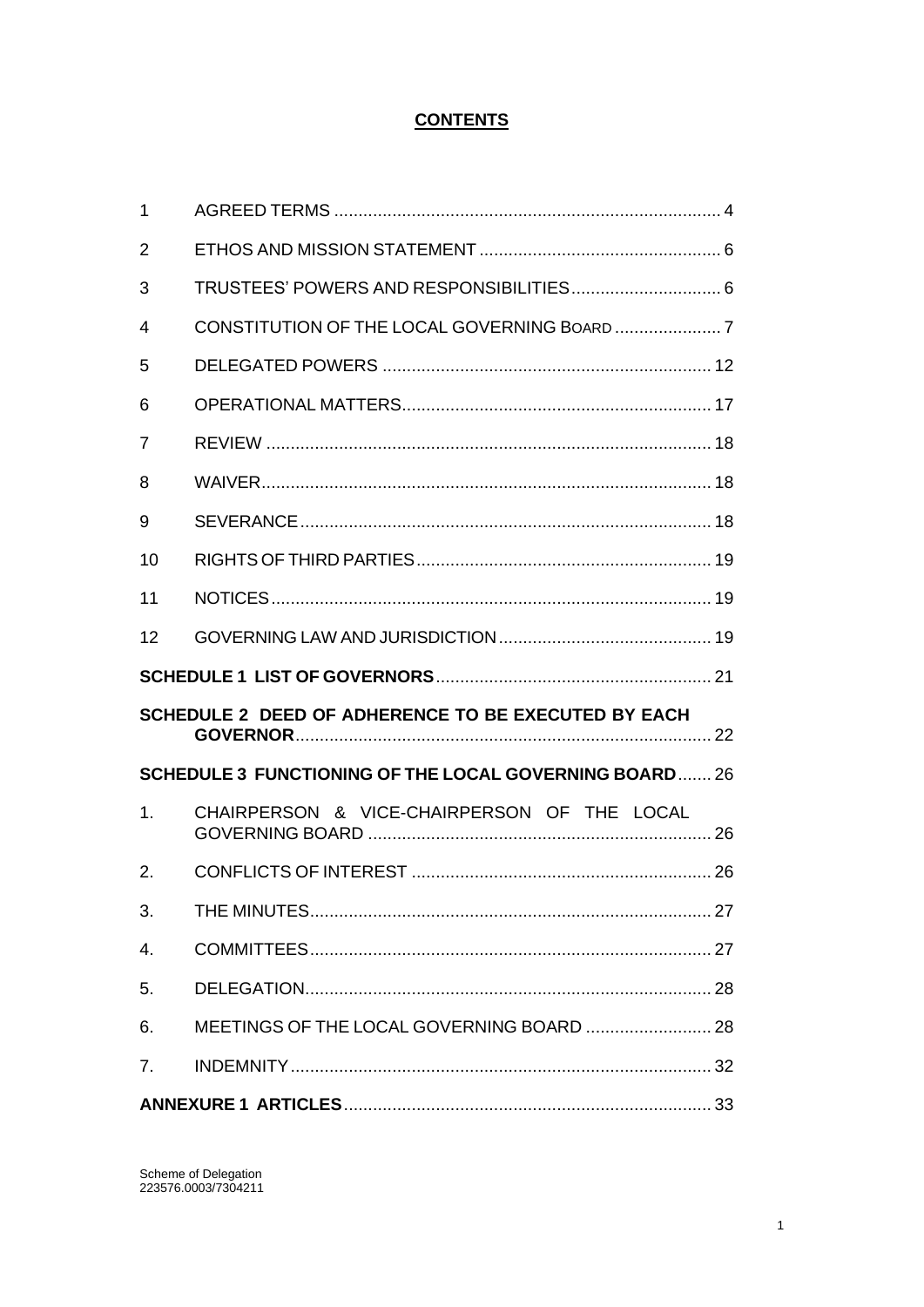# **CONTENTS**

| | | |
|---|---|---|
| 1 | AGREED TERMS | 4 |
| 2 | ETHOS AND MISSION STATEMENT | 6 |
| 3 | TRUSTEES' POWERS AND RESPONSIBILITIES | 6 |
| 4 | CONSTITUTION OF THE LOCAL GOVERNING BOARD | 7 |
| 5 | DELEGATED POWERS | 12 |
| 6 | OPERATIONAL MATTERS | 17 |
| 7 | REVIEW | 18 |
| 8 | WAIVER | 18 |
| 9 | SEVERANCE | 18 |
| 10 | RIGHTS OF THIRD PARTIES | 19 |
| 11 | NOTICES | 19 |
| 12 | GOVERNING LAW AND JURISDICTION | 19 |
| **SCHEDULE 1 LIST OF GOVERNORS** | | 21 |
| **SCHEDULE 2 DEED OF ADHERENCE TO BE EXECUTED BY EACH GOVERNOR** | | 22 |
| **SCHEDULE 3 FUNCTIONING OF THE LOCAL GOVERNING BOARD** | | 26 |
| 1. | CHAIRPERSON & VICE-CHAIRPERSON OF THE LOCAL GOVERNING BOARD | 26 |
| 2. | CONFLICTS OF INTEREST | 26 |
| 3. | THE MINUTES | 27 |
| 4. | COMMITTEES | 27 |
| 5. | DELEGATION | 28 |
| 6. | MEETINGS OF THE LOCAL GOVERNING BOARD | 28 |
| 7. | INDEMNITY | 32 |
| **ANNEXURE 1 ARTICLES** | | 33 |

Scheme of Delegation
223576.0003/7304211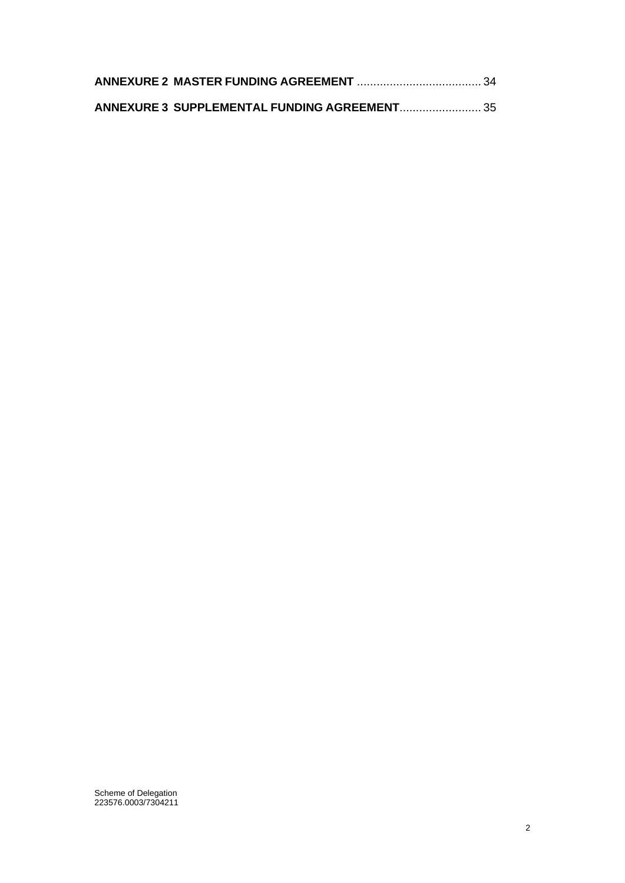**ANNEXURE 2 MASTER FUNDING AGREEMENT** ...................................... 34

**ANNEXURE 3 SUPPLEMENTAL FUNDING AGREEMENT**......................... 35

Scheme of Delegation
223576.0003/7304211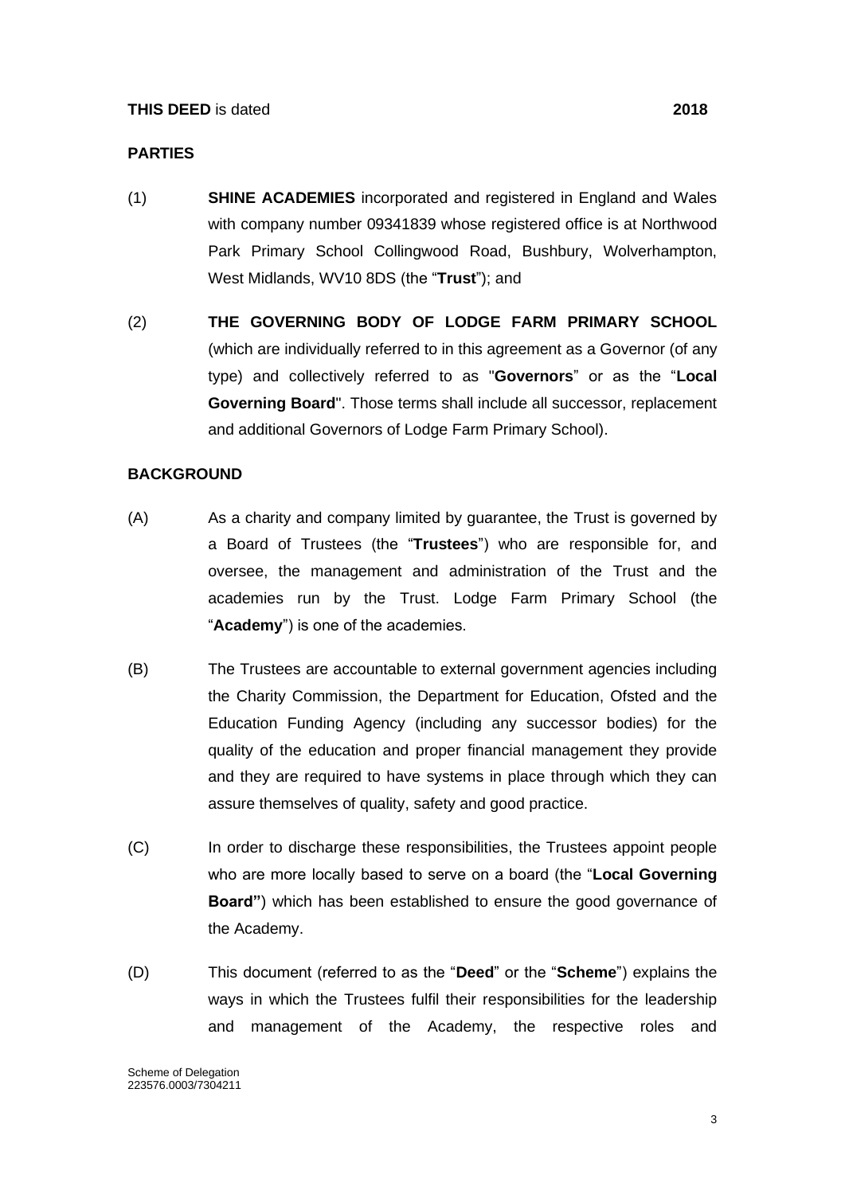**THIS DEED** is dated **2018**

**PARTIES**

(1) **SHINE ACADEMIES** incorporated and registered in England and Wales with company number 09341839 whose registered office is at Northwood Park Primary School Collingwood Road, Bushbury, Wolverhampton, West Midlands, WV10 8DS (the "**Trust**"); and

(2) **THE GOVERNING BODY OF LODGE FARM PRIMARY SCHOOL** (which are individually referred to in this agreement as a Governor (of any type) and collectively referred to as "**Governors**" or as the "**Local Governing Board**". Those terms shall include all successor, replacement and additional Governors of Lodge Farm Primary School).

**BACKGROUND**

(A) As a charity and company limited by guarantee, the Trust is governed by a Board of Trustees (the "**Trustees**") who are responsible for, and oversee, the management and administration of the Trust and the academies run by the Trust. Lodge Farm Primary School (the "**Academy**") is one of the academies.

(B) The Trustees are accountable to external government agencies including the Charity Commission, the Department for Education, Ofsted and the Education Funding Agency (including any successor bodies) for the quality of the education and proper financial management they provide and they are required to have systems in place through which they can assure themselves of quality, safety and good practice.

(C) In order to discharge these responsibilities, the Trustees appoint people who are more locally based to serve on a board (the "**Local Governing Board"**) which has been established to ensure the good governance of the Academy.

(D) This document (referred to as the "**Deed**" or the "**Scheme**") explains the ways in which the Trustees fulfil their responsibilities for the leadership and management of the Academy, the respective roles and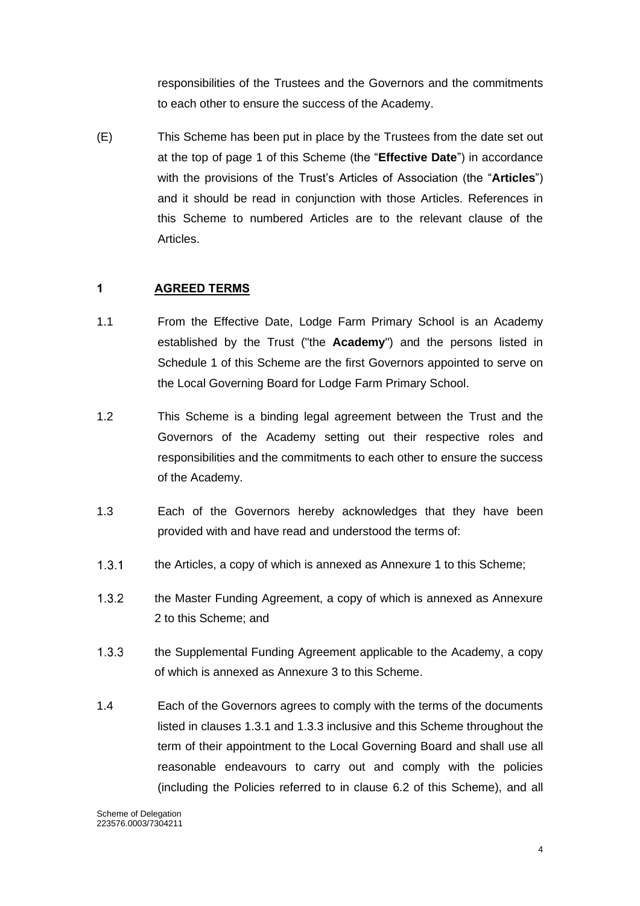responsibilities of the Trustees and the Governors and the commitments to each other to ensure the success of the Academy.

(E) This Scheme has been put in place by the Trustees from the date set out at the top of page 1 of this Scheme (the "**Effective Date**") in accordance with the provisions of the Trust's Articles of Association (the "**Articles**") and it should be read in conjunction with those Articles. References in this Scheme to numbered Articles are to the relevant clause of the Articles.

## 1 AGREED TERMS

1.1 From the Effective Date, Lodge Farm Primary School is an Academy established by the Trust ("the **Academy**") and the persons listed in Schedule 1 of this Scheme are the first Governors appointed to serve on the Local Governing Board for Lodge Farm Primary School.

1.2 This Scheme is a binding legal agreement between the Trust and the Governors of the Academy setting out their respective roles and responsibilities and the commitments to each other to ensure the success of the Academy.

1.3 Each of the Governors hereby acknowledges that they have been provided with and have read and understood the terms of:

1.3.1 the Articles, a copy of which is annexed as Annexure 1 to this Scheme;

1.3.2 the Master Funding Agreement, a copy of which is annexed as Annexure 2 to this Scheme; and

1.3.3 the Supplemental Funding Agreement applicable to the Academy, a copy of which is annexed as Annexure 3 to this Scheme.

1.4 Each of the Governors agrees to comply with the terms of the documents listed in clauses 1.3.1 and 1.3.3 inclusive and this Scheme throughout the term of their appointment to the Local Governing Board and shall use all reasonable endeavours to carry out and comply with the policies (including the Policies referred to in clause 6.2 of this Scheme), and all

Scheme of Delegation
223576.0003/7304211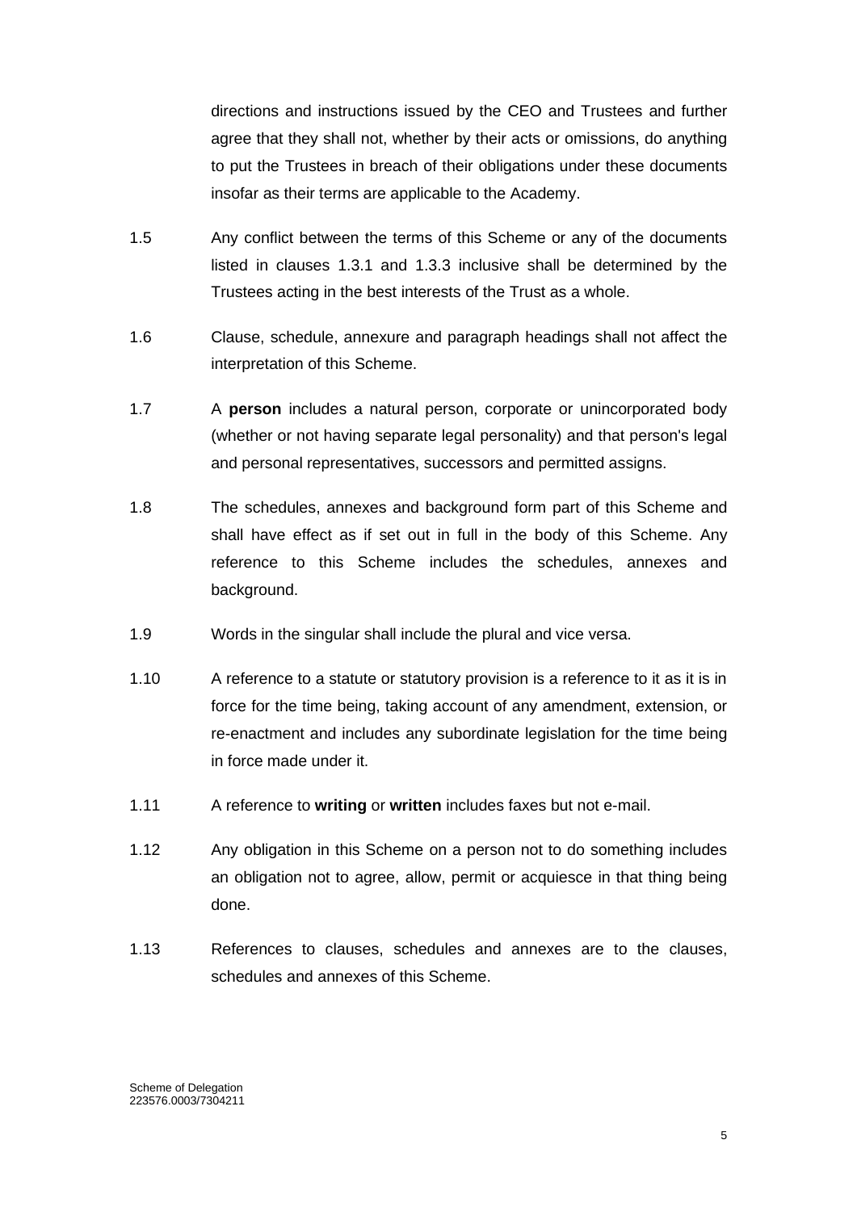directions and instructions issued by the CEO and Trustees and further agree that they shall not, whether by their acts or omissions, do anything to put the Trustees in breach of their obligations under these documents insofar as their terms are applicable to the Academy.

1.5 Any conflict between the terms of this Scheme or any of the documents listed in clauses 1.3.1 and 1.3.3 inclusive shall be determined by the Trustees acting in the best interests of the Trust as a whole.

1.6 Clause, schedule, annexure and paragraph headings shall not affect the interpretation of this Scheme.

1.7 A **person** includes a natural person, corporate or unincorporated body (whether or not having separate legal personality) and that person's legal and personal representatives, successors and permitted assigns.

1.8 The schedules, annexes and background form part of this Scheme and shall have effect as if set out in full in the body of this Scheme. Any reference to this Scheme includes the schedules, annexes and background.

1.9 Words in the singular shall include the plural and vice versa.

1.10 A reference to a statute or statutory provision is a reference to it as it is in force for the time being, taking account of any amendment, extension, or re-enactment and includes any subordinate legislation for the time being in force made under it.

1.11 A reference to **writing** or **written** includes faxes but not e-mail.

1.12 Any obligation in this Scheme on a person not to do something includes an obligation not to agree, allow, permit or acquiesce in that thing being done.

1.13 References to clauses, schedules and annexes are to the clauses, schedules and annexes of this Scheme.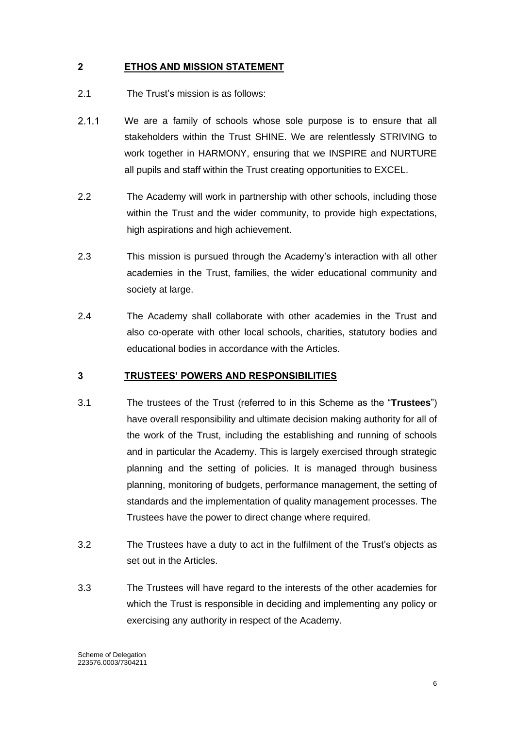## 2 ETHOS AND MISSION STATEMENT

2.1 The Trust's mission is as follows:

2.1.1 We are a family of schools whose sole purpose is to ensure that all stakeholders within the Trust SHINE. We are relentlessly STRIVING to work together in HARMONY, ensuring that we INSPIRE and NURTURE all pupils and staff within the Trust creating opportunities to EXCEL.

2.2 The Academy will work in partnership with other schools, including those within the Trust and the wider community, to provide high expectations, high aspirations and high achievement.

2.3 This mission is pursued through the Academy's interaction with all other academies in the Trust, families, the wider educational community and society at large.

2.4 The Academy shall collaborate with other academies in the Trust and also co-operate with other local schools, charities, statutory bodies and educational bodies in accordance with the Articles.

## 3 TRUSTEES' POWERS AND RESPONSIBILITIES

3.1 The trustees of the Trust (referred to in this Scheme as the "**Trustees**") have overall responsibility and ultimate decision making authority for all of the work of the Trust, including the establishing and running of schools and in particular the Academy. This is largely exercised through strategic planning and the setting of policies. It is managed through business planning, monitoring of budgets, performance management, the setting of standards and the implementation of quality management processes. The Trustees have the power to direct change where required.

3.2 The Trustees have a duty to act in the fulfilment of the Trust's objects as set out in the Articles.

3.3 The Trustees will have regard to the interests of the other academies for which the Trust is responsible in deciding and implementing any policy or exercising any authority in respect of the Academy.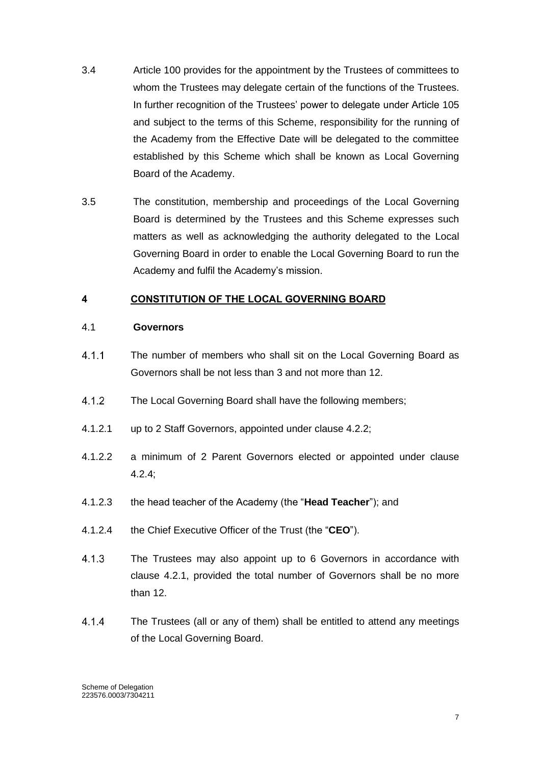3.4 Article 100 provides for the appointment by the Trustees of committees to whom the Trustees may delegate certain of the functions of the Trustees. In further recognition of the Trustees' power to delegate under Article 105 and subject to the terms of this Scheme, responsibility for the running of the Academy from the Effective Date will be delegated to the committee established by this Scheme which shall be known as Local Governing Board of the Academy.

3.5 The constitution, membership and proceedings of the Local Governing Board is determined by the Trustees and this Scheme expresses such matters as well as acknowledging the authority delegated to the Local Governing Board in order to enable the Local Governing Board to run the Academy and fulfil the Academy's mission.

## 4 CONSTITUTION OF THE LOCAL GOVERNING BOARD

### 4.1 Governors

4.1.1 The number of members who shall sit on the Local Governing Board as Governors shall be not less than 3 and not more than 12.

4.1.2 The Local Governing Board shall have the following members;

4.1.2.1 up to 2 Staff Governors, appointed under clause 4.2.2;

4.1.2.2 a minimum of 2 Parent Governors elected or appointed under clause 4.2.4;

4.1.2.3 the head teacher of the Academy (the "**Head Teacher**"); and

4.1.2.4 the Chief Executive Officer of the Trust (the "**CEO**").

4.1.3 The Trustees may also appoint up to 6 Governors in accordance with clause 4.2.1, provided the total number of Governors shall be no more than 12.

4.1.4 The Trustees (all or any of them) shall be entitled to attend any meetings of the Local Governing Board.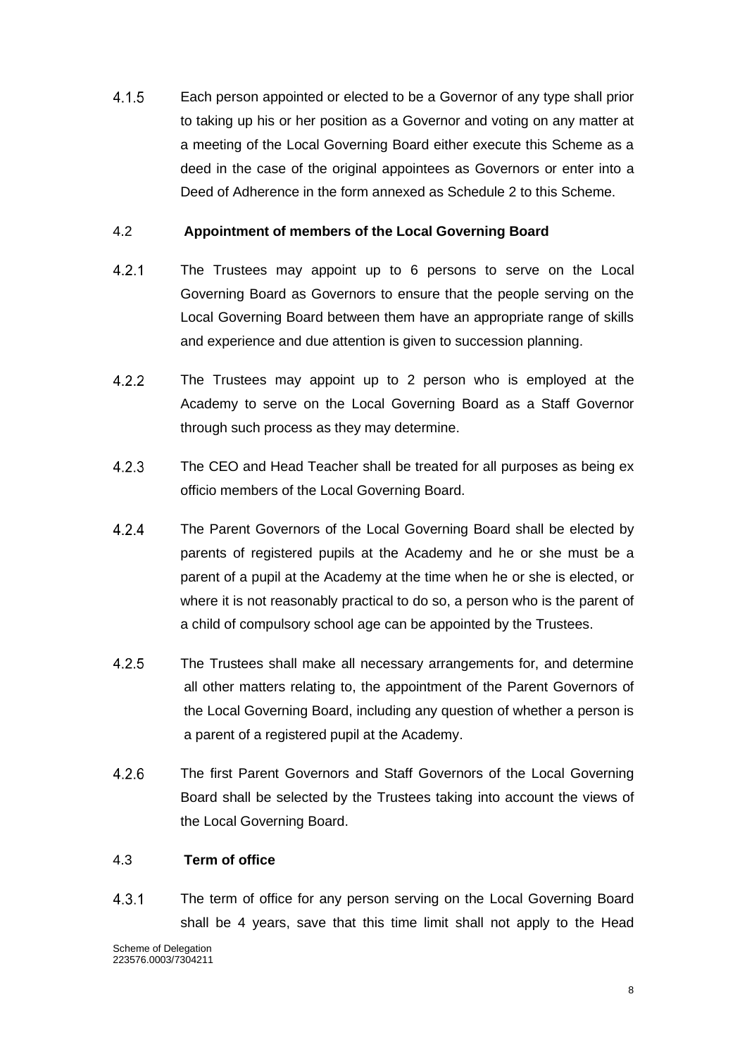4.1.5 Each person appointed or elected to be a Governor of any type shall prior to taking up his or her position as a Governor and voting on any matter at a meeting of the Local Governing Board either execute this Scheme as a deed in the case of the original appointees as Governors or enter into a Deed of Adherence in the form annexed as Schedule 2 to this Scheme.

4.2 **Appointment of members of the Local Governing Board**

4.2.1 The Trustees may appoint up to 6 persons to serve on the Local Governing Board as Governors to ensure that the people serving on the Local Governing Board between them have an appropriate range of skills and experience and due attention is given to succession planning.

4.2.2 The Trustees may appoint up to 2 person who is employed at the Academy to serve on the Local Governing Board as a Staff Governor through such process as they may determine.

4.2.3 The CEO and Head Teacher shall be treated for all purposes as being ex officio members of the Local Governing Board.

4.2.4 The Parent Governors of the Local Governing Board shall be elected by parents of registered pupils at the Academy and he or she must be a parent of a pupil at the Academy at the time when he or she is elected, or where it is not reasonably practical to do so, a person who is the parent of a child of compulsory school age can be appointed by the Trustees.

4.2.5 The Trustees shall make all necessary arrangements for, and determine all other matters relating to, the appointment of the Parent Governors of the Local Governing Board, including any question of whether a person is a parent of a registered pupil at the Academy.

4.2.6 The first Parent Governors and Staff Governors of the Local Governing Board shall be selected by the Trustees taking into account the views of the Local Governing Board.

4.3 **Term of office**

4.3.1 The term of office for any person serving on the Local Governing Board shall be 4 years, save that this time limit shall not apply to the Head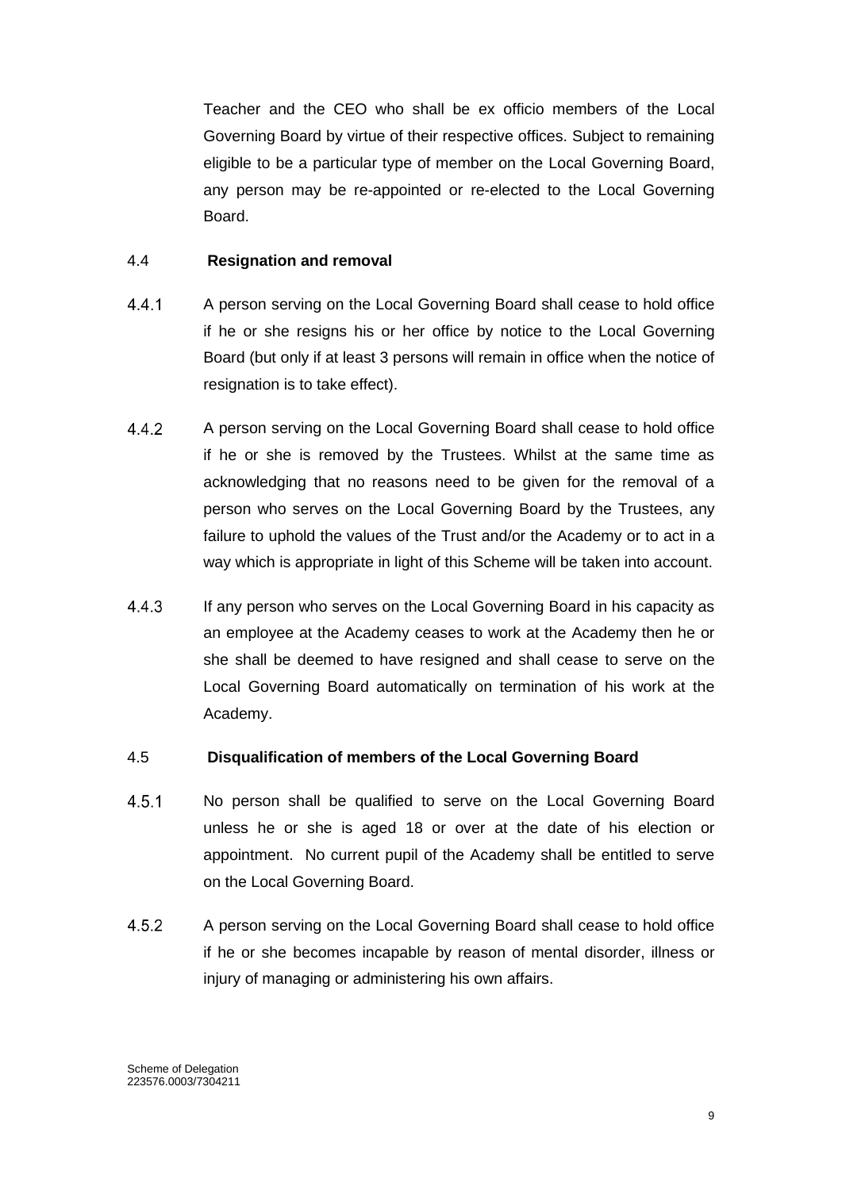Teacher and the CEO who shall be ex officio members of the Local Governing Board by virtue of their respective offices. Subject to remaining eligible to be a particular type of member on the Local Governing Board, any person may be re-appointed or re-elected to the Local Governing Board.

4.4 **Resignation and removal**

4.4.1 A person serving on the Local Governing Board shall cease to hold office if he or she resigns his or her office by notice to the Local Governing Board (but only if at least 3 persons will remain in office when the notice of resignation is to take effect).

4.4.2 A person serving on the Local Governing Board shall cease to hold office if he or she is removed by the Trustees. Whilst at the same time as acknowledging that no reasons need to be given for the removal of a person who serves on the Local Governing Board by the Trustees, any failure to uphold the values of the Trust and/or the Academy or to act in a way which is appropriate in light of this Scheme will be taken into account.

4.4.3 If any person who serves on the Local Governing Board in his capacity as an employee at the Academy ceases to work at the Academy then he or she shall be deemed to have resigned and shall cease to serve on the Local Governing Board automatically on termination of his work at the Academy.

4.5 **Disqualification of members of the Local Governing Board**

4.5.1 No person shall be qualified to serve on the Local Governing Board unless he or she is aged 18 or over at the date of his election or appointment. No current pupil of the Academy shall be entitled to serve on the Local Governing Board.

4.5.2 A person serving on the Local Governing Board shall cease to hold office if he or she becomes incapable by reason of mental disorder, illness or injury of managing or administering his own affairs.

Scheme of Delegation
223576.0003/7304211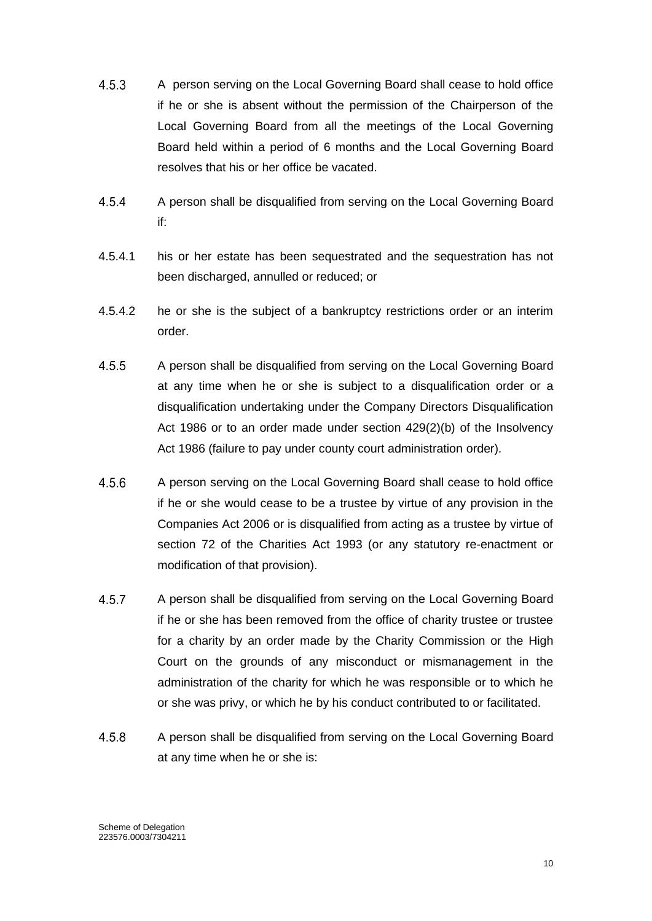4.5.3 A person serving on the Local Governing Board shall cease to hold office if he or she is absent without the permission of the Chairperson of the Local Governing Board from all the meetings of the Local Governing Board held within a period of 6 months and the Local Governing Board resolves that his or her office be vacated.

4.5.4 A person shall be disqualified from serving on the Local Governing Board if:

4.5.4.1 his or her estate has been sequestrated and the sequestration has not been discharged, annulled or reduced; or

4.5.4.2 he or she is the subject of a bankruptcy restrictions order or an interim order.

4.5.5 A person shall be disqualified from serving on the Local Governing Board at any time when he or she is subject to a disqualification order or a disqualification undertaking under the Company Directors Disqualification Act 1986 or to an order made under section 429(2)(b) of the Insolvency Act 1986 (failure to pay under county court administration order).

4.5.6 A person serving on the Local Governing Board shall cease to hold office if he or she would cease to be a trustee by virtue of any provision in the Companies Act 2006 or is disqualified from acting as a trustee by virtue of section 72 of the Charities Act 1993 (or any statutory re-enactment or modification of that provision).

4.5.7 A person shall be disqualified from serving on the Local Governing Board if he or she has been removed from the office of charity trustee or trustee for a charity by an order made by the Charity Commission or the High Court on the grounds of any misconduct or mismanagement in the administration of the charity for which he was responsible or to which he or she was privy, or which he by his conduct contributed to or facilitated.

4.5.8 A person shall be disqualified from serving on the Local Governing Board at any time when he or she is: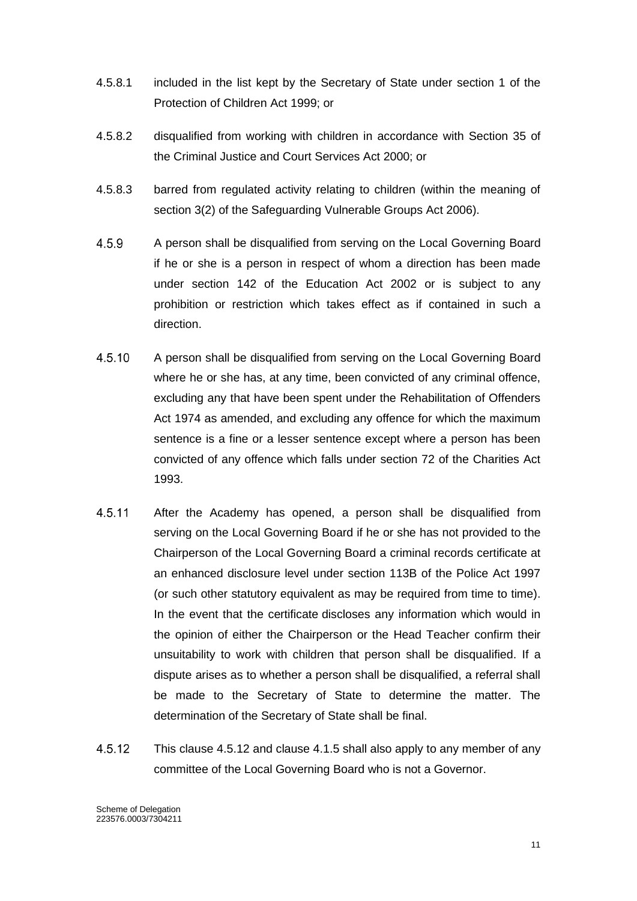4.5.8.1 included in the list kept by the Secretary of State under section 1 of the Protection of Children Act 1999; or

4.5.8.2 disqualified from working with children in accordance with Section 35 of the Criminal Justice and Court Services Act 2000; or

4.5.8.3 barred from regulated activity relating to children (within the meaning of section 3(2) of the Safeguarding Vulnerable Groups Act 2006).

4.5.9 A person shall be disqualified from serving on the Local Governing Board if he or she is a person in respect of whom a direction has been made under section 142 of the Education Act 2002 or is subject to any prohibition or restriction which takes effect as if contained in such a direction.

4.5.10 A person shall be disqualified from serving on the Local Governing Board where he or she has, at any time, been convicted of any criminal offence, excluding any that have been spent under the Rehabilitation of Offenders Act 1974 as amended, and excluding any offence for which the maximum sentence is a fine or a lesser sentence except where a person has been convicted of any offence which falls under section 72 of the Charities Act 1993.

4.5.11 After the Academy has opened, a person shall be disqualified from serving on the Local Governing Board if he or she has not provided to the Chairperson of the Local Governing Board a criminal records certificate at an enhanced disclosure level under section 113B of the Police Act 1997 (or such other statutory equivalent as may be required from time to time). In the event that the certificate discloses any information which would in the opinion of either the Chairperson or the Head Teacher confirm their unsuitability to work with children that person shall be disqualified. If a dispute arises as to whether a person shall be disqualified, a referral shall be made to the Secretary of State to determine the matter. The determination of the Secretary of State shall be final.

4.5.12 This clause 4.5.12 and clause 4.1.5 shall also apply to any member of any committee of the Local Governing Board who is not a Governor.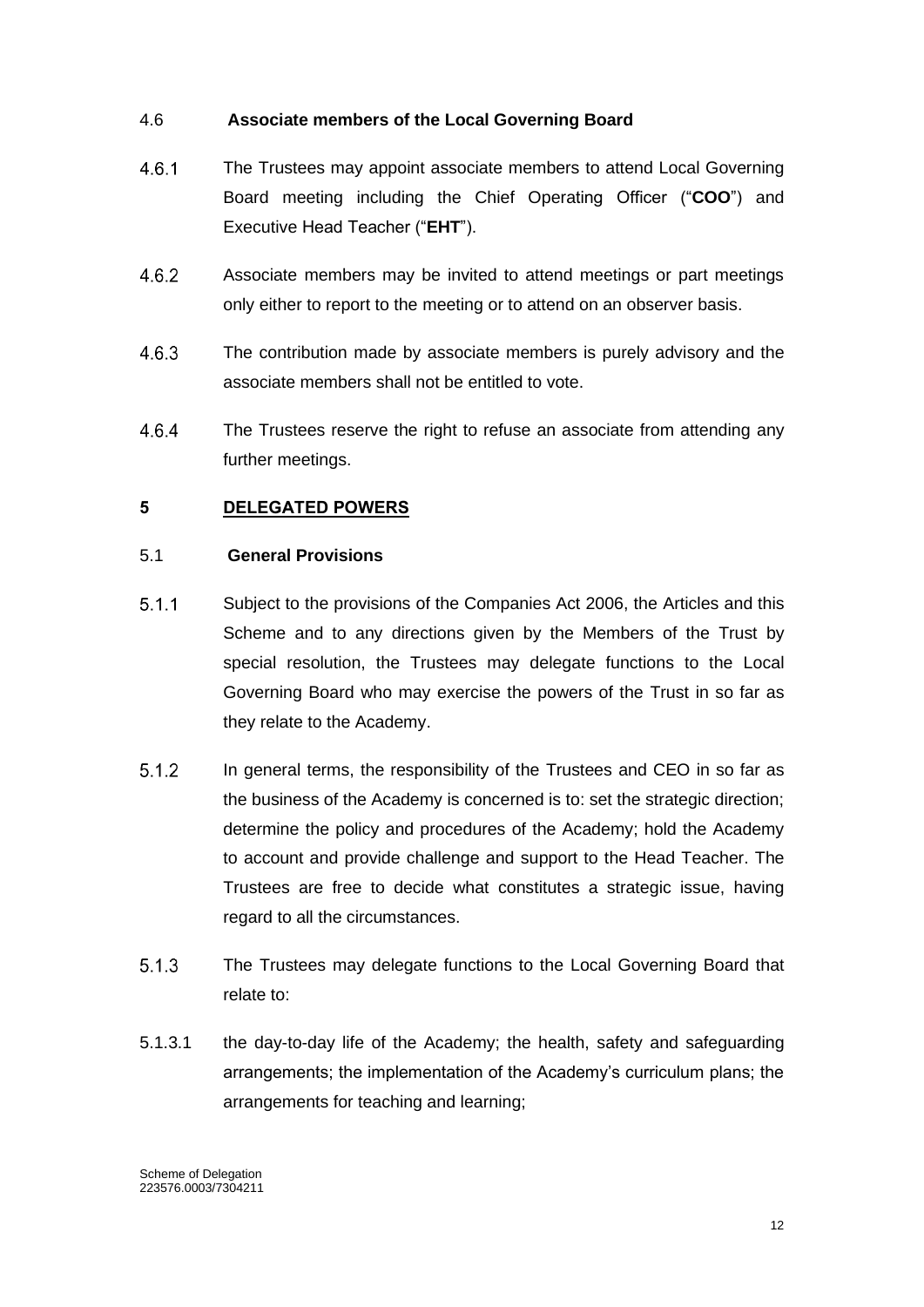### 4.6 Associate members of the Local Governing Board

4.6.1 The Trustees may appoint associate members to attend Local Governing Board meeting including the Chief Operating Officer ("**COO**") and Executive Head Teacher ("**EHT**").

4.6.2 Associate members may be invited to attend meetings or part meetings only either to report to the meeting or to attend on an observer basis.

4.6.3 The contribution made by associate members is purely advisory and the associate members shall not be entitled to vote.

4.6.4 The Trustees reserve the right to refuse an associate from attending any further meetings.

## 5 DELEGATED POWERS

### 5.1 General Provisions

5.1.1 Subject to the provisions of the Companies Act 2006, the Articles and this Scheme and to any directions given by the Members of the Trust by special resolution, the Trustees may delegate functions to the Local Governing Board who may exercise the powers of the Trust in so far as they relate to the Academy.

5.1.2 In general terms, the responsibility of the Trustees and CEO in so far as the business of the Academy is concerned is to: set the strategic direction; determine the policy and procedures of the Academy; hold the Academy to account and provide challenge and support to the Head Teacher. The Trustees are free to decide what constitutes a strategic issue, having regard to all the circumstances.

5.1.3 The Trustees may delegate functions to the Local Governing Board that relate to:

5.1.3.1 the day-to-day life of the Academy; the health, safety and safeguarding arrangements; the implementation of the Academy's curriculum plans; the arrangements for teaching and learning;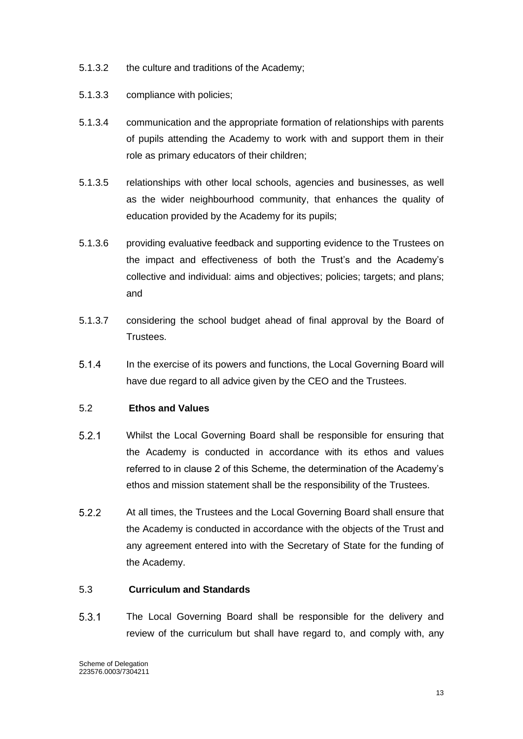5.1.3.2 the culture and traditions of the Academy;

5.1.3.3 compliance with policies;

5.1.3.4 communication and the appropriate formation of relationships with parents of pupils attending the Academy to work with and support them in their role as primary educators of their children;

5.1.3.5 relationships with other local schools, agencies and businesses, as well as the wider neighbourhood community, that enhances the quality of education provided by the Academy for its pupils;

5.1.3.6 providing evaluative feedback and supporting evidence to the Trustees on the impact and effectiveness of both the Trust's and the Academy's collective and individual: aims and objectives; policies; targets; and plans; and

5.1.3.7 considering the school budget ahead of final approval by the Board of Trustees.

5.1.4 In the exercise of its powers and functions, the Local Governing Board will have due regard to all advice given by the CEO and the Trustees.

### 5.2 **Ethos and Values**

5.2.1 Whilst the Local Governing Board shall be responsible for ensuring that the Academy is conducted in accordance with its ethos and values referred to in clause 2 of this Scheme, the determination of the Academy's ethos and mission statement shall be the responsibility of the Trustees.

5.2.2 At all times, the Trustees and the Local Governing Board shall ensure that the Academy is conducted in accordance with the objects of the Trust and any agreement entered into with the Secretary of State for the funding of the Academy.

### 5.3 **Curriculum and Standards**

5.3.1 The Local Governing Board shall be responsible for the delivery and review of the curriculum but shall have regard to, and comply with, any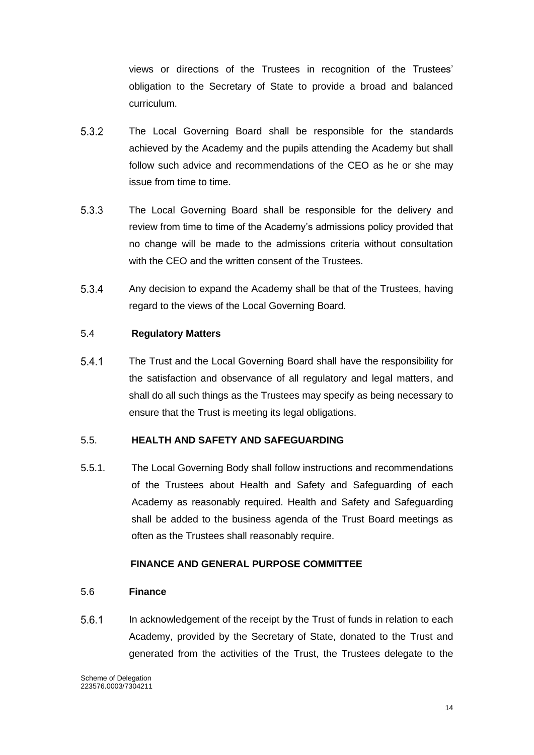views or directions of the Trustees in recognition of the Trustees' obligation to the Secretary of State to provide a broad and balanced curriculum.

5.3.2 The Local Governing Board shall be responsible for the standards achieved by the Academy and the pupils attending the Academy but shall follow such advice and recommendations of the CEO as he or she may issue from time to time.

5.3.3 The Local Governing Board shall be responsible for the delivery and review from time to time of the Academy's admissions policy provided that no change will be made to the admissions criteria without consultation with the CEO and the written consent of the Trustees.

5.3.4 Any decision to expand the Academy shall be that of the Trustees, having regard to the views of the Local Governing Board.

### 5.4 Regulatory Matters

5.4.1 The Trust and the Local Governing Board shall have the responsibility for the satisfaction and observance of all regulatory and legal matters, and shall do all such things as the Trustees may specify as being necessary to ensure that the Trust is meeting its legal obligations.

### 5.5. HEALTH AND SAFETY AND SAFEGUARDING

5.5.1. The Local Governing Body shall follow instructions and recommendations of the Trustees about Health and Safety and Safeguarding of each Academy as reasonably required. Health and Safety and Safeguarding shall be added to the business agenda of the Trust Board meetings as often as the Trustees shall reasonably require.

## FINANCE AND GENERAL PURPOSE COMMITTEE

### 5.6 Finance

5.6.1 In acknowledgement of the receipt by the Trust of funds in relation to each Academy, provided by the Secretary of State, donated to the Trust and generated from the activities of the Trust, the Trustees delegate to the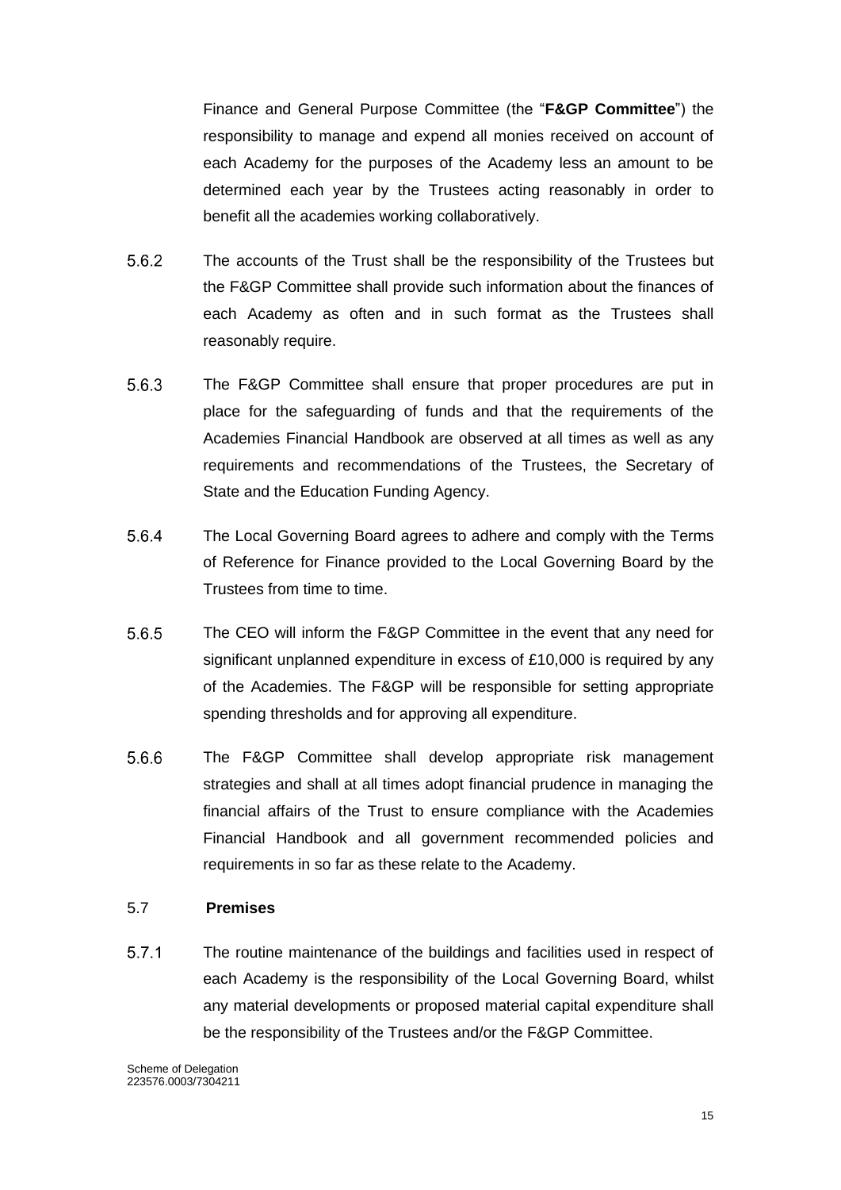Finance and General Purpose Committee (the "**F&GP Committee**") the responsibility to manage and expend all monies received on account of each Academy for the purposes of the Academy less an amount to be determined each year by the Trustees acting reasonably in order to benefit all the academies working collaboratively.

5.6.2 The accounts of the Trust shall be the responsibility of the Trustees but the F&GP Committee shall provide such information about the finances of each Academy as often and in such format as the Trustees shall reasonably require.

5.6.3 The F&GP Committee shall ensure that proper procedures are put in place for the safeguarding of funds and that the requirements of the Academies Financial Handbook are observed at all times as well as any requirements and recommendations of the Trustees, the Secretary of State and the Education Funding Agency.

5.6.4 The Local Governing Board agrees to adhere and comply with the Terms of Reference for Finance provided to the Local Governing Board by the Trustees from time to time.

5.6.5 The CEO will inform the F&GP Committee in the event that any need for significant unplanned expenditure in excess of £10,000 is required by any of the Academies. The F&GP will be responsible for setting appropriate spending thresholds and for approving all expenditure.

5.6.6 The F&GP Committee shall develop appropriate risk management strategies and shall at all times adopt financial prudence in managing the financial affairs of the Trust to ensure compliance with the Academies Financial Handbook and all government recommended policies and requirements in so far as these relate to the Academy.

5.7 **Premises**

5.7.1 The routine maintenance of the buildings and facilities used in respect of each Academy is the responsibility of the Local Governing Board, whilst any material developments or proposed material capital expenditure shall be the responsibility of the Trustees and/or the F&GP Committee.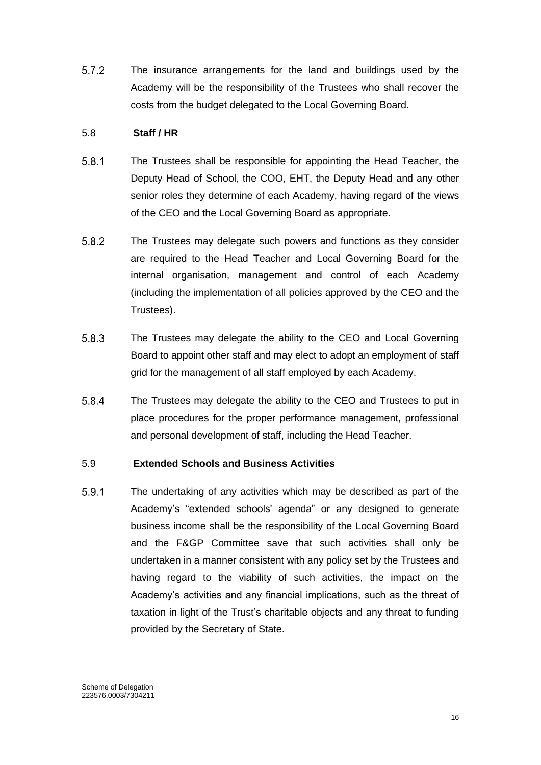5.7.2 The insurance arrangements for the land and buildings used by the Academy will be the responsibility of the Trustees who shall recover the costs from the budget delegated to the Local Governing Board.

5.8 **Staff / HR**

5.8.1 The Trustees shall be responsible for appointing the Head Teacher, the Deputy Head of School, the COO, EHT, the Deputy Head and any other senior roles they determine of each Academy, having regard of the views of the CEO and the Local Governing Board as appropriate.

5.8.2 The Trustees may delegate such powers and functions as they consider are required to the Head Teacher and Local Governing Board for the internal organisation, management and control of each Academy (including the implementation of all policies approved by the CEO and the Trustees).

5.8.3 The Trustees may delegate the ability to the CEO and Local Governing Board to appoint other staff and may elect to adopt an employment of staff grid for the management of all staff employed by each Academy.

5.8.4 The Trustees may delegate the ability to the CEO and Trustees to put in place procedures for the proper performance management, professional and personal development of staff, including the Head Teacher.

5.9 **Extended Schools and Business Activities**

5.9.1 The undertaking of any activities which may be described as part of the Academy's "extended schools' agenda" or any designed to generate business income shall be the responsibility of the Local Governing Board and the F&GP Committee save that such activities shall only be undertaken in a manner consistent with any policy set by the Trustees and having regard to the viability of such activities, the impact on the Academy's activities and any financial implications, such as the threat of taxation in light of the Trust's charitable objects and any threat to funding provided by the Secretary of State.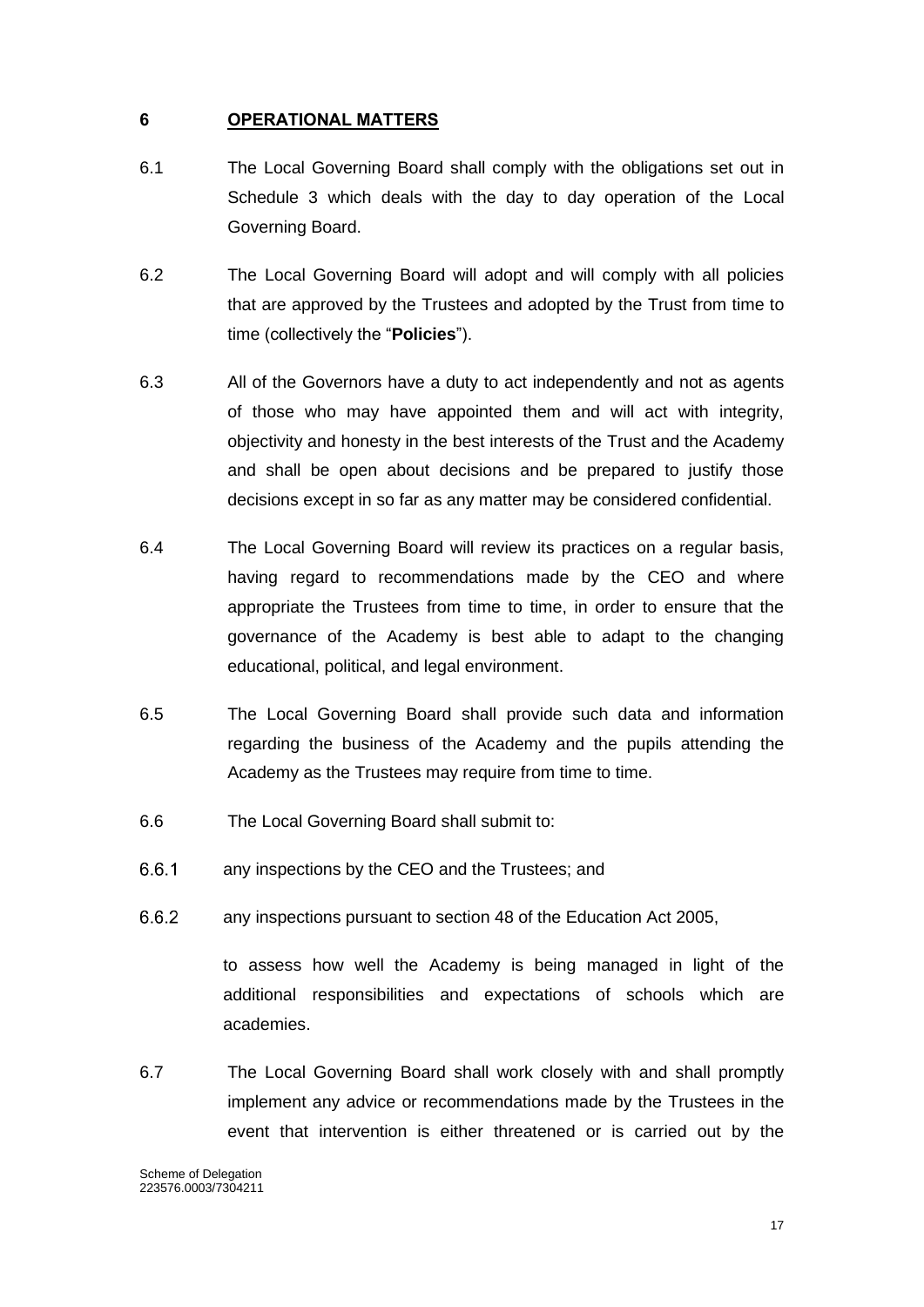## 6 OPERATIONAL MATTERS

6.1 The Local Governing Board shall comply with the obligations set out in Schedule 3 which deals with the day to day operation of the Local Governing Board.

6.2 The Local Governing Board will adopt and will comply with all policies that are approved by the Trustees and adopted by the Trust from time to time (collectively the "**Policies**").

6.3 All of the Governors have a duty to act independently and not as agents of those who may have appointed them and will act with integrity, objectivity and honesty in the best interests of the Trust and the Academy and shall be open about decisions and be prepared to justify those decisions except in so far as any matter may be considered confidential.

6.4 The Local Governing Board will review its practices on a regular basis, having regard to recommendations made by the CEO and where appropriate the Trustees from time to time, in order to ensure that the governance of the Academy is best able to adapt to the changing educational, political, and legal environment.

6.5 The Local Governing Board shall provide such data and information regarding the business of the Academy and the pupils attending the Academy as the Trustees may require from time to time.

6.6 The Local Governing Board shall submit to:

6.6.1 any inspections by the CEO and the Trustees; and

6.6.2 any inspections pursuant to section 48 of the Education Act 2005,

to assess how well the Academy is being managed in light of the additional responsibilities and expectations of schools which are academies.

6.7 The Local Governing Board shall work closely with and shall promptly implement any advice or recommendations made by the Trustees in the event that intervention is either threatened or is carried out by the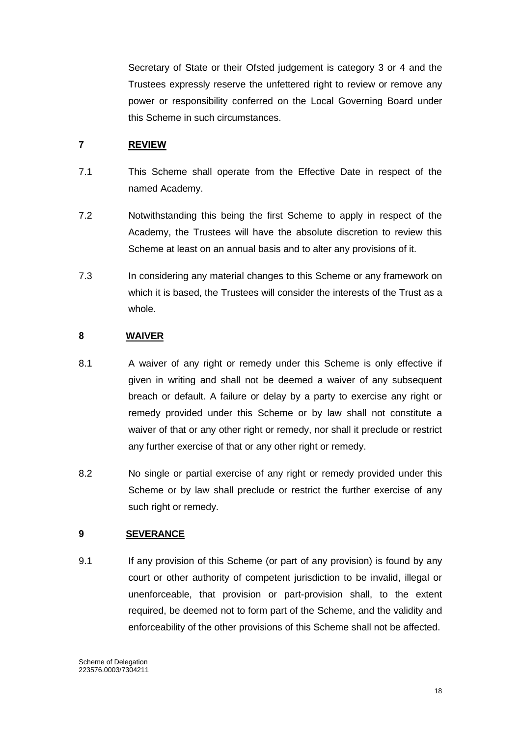Secretary of State or their Ofsted judgement is category 3 or 4 and the Trustees expressly reserve the unfettered right to review or remove any power or responsibility conferred on the Local Governing Board under this Scheme in such circumstances.

## 7 REVIEW

7.1 This Scheme shall operate from the Effective Date in respect of the named Academy.

7.2 Notwithstanding this being the first Scheme to apply in respect of the Academy, the Trustees will have the absolute discretion to review this Scheme at least on an annual basis and to alter any provisions of it.

7.3 In considering any material changes to this Scheme or any framework on which it is based, the Trustees will consider the interests of the Trust as a whole.

## 8 WAIVER

8.1 A waiver of any right or remedy under this Scheme is only effective if given in writing and shall not be deemed a waiver of any subsequent breach or default. A failure or delay by a party to exercise any right or remedy provided under this Scheme or by law shall not constitute a waiver of that or any other right or remedy, nor shall it preclude or restrict any further exercise of that or any other right or remedy.

8.2 No single or partial exercise of any right or remedy provided under this Scheme or by law shall preclude or restrict the further exercise of any such right or remedy.

## 9 SEVERANCE

9.1 If any provision of this Scheme (or part of any provision) is found by any court or other authority of competent jurisdiction to be invalid, illegal or unenforceable, that provision or part-provision shall, to the extent required, be deemed not to form part of the Scheme, and the validity and enforceability of the other provisions of this Scheme shall not be affected.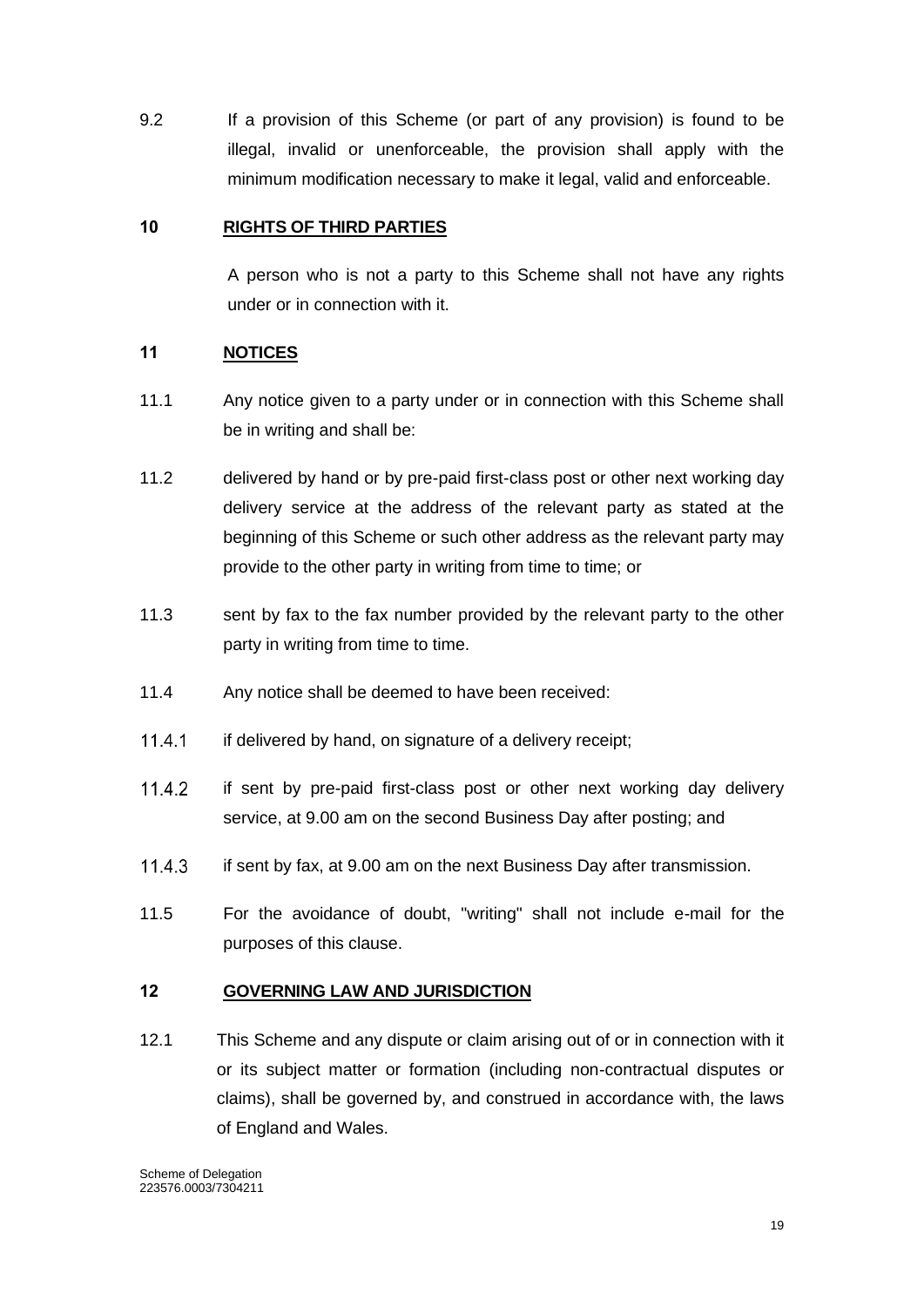9.2 If a provision of this Scheme (or part of any provision) is found to be illegal, invalid or unenforceable, the provision shall apply with the minimum modification necessary to make it legal, valid and enforceable.

## 10 RIGHTS OF THIRD PARTIES

A person who is not a party to this Scheme shall not have any rights under or in connection with it.

## 11 NOTICES

11.1 Any notice given to a party under or in connection with this Scheme shall be in writing and shall be:

11.2 delivered by hand or by pre-paid first-class post or other next working day delivery service at the address of the relevant party as stated at the beginning of this Scheme or such other address as the relevant party may provide to the other party in writing from time to time; or

11.3 sent by fax to the fax number provided by the relevant party to the other party in writing from time to time.

11.4 Any notice shall be deemed to have been received:

11.4.1 if delivered by hand, on signature of a delivery receipt;

11.4.2 if sent by pre-paid first-class post or other next working day delivery service, at 9.00 am on the second Business Day after posting; and

11.4.3 if sent by fax, at 9.00 am on the next Business Day after transmission.

11.5 For the avoidance of doubt, "writing" shall not include e-mail for the purposes of this clause.

## 12 GOVERNING LAW AND JURISDICTION

12.1 This Scheme and any dispute or claim arising out of or in connection with it or its subject matter or formation (including non-contractual disputes or claims), shall be governed by, and construed in accordance with, the laws of England and Wales.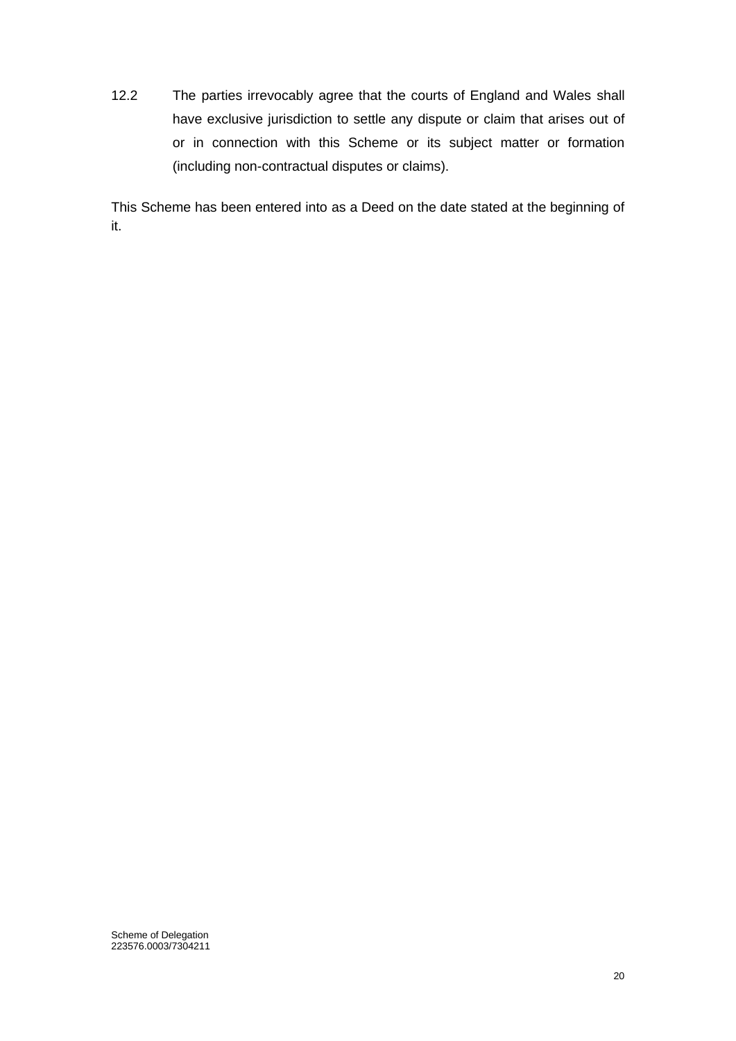12.2 The parties irrevocably agree that the courts of England and Wales shall have exclusive jurisdiction to settle any dispute or claim that arises out of or in connection with this Scheme or its subject matter or formation (including non-contractual disputes or claims).

This Scheme has been entered into as a Deed on the date stated at the beginning of it.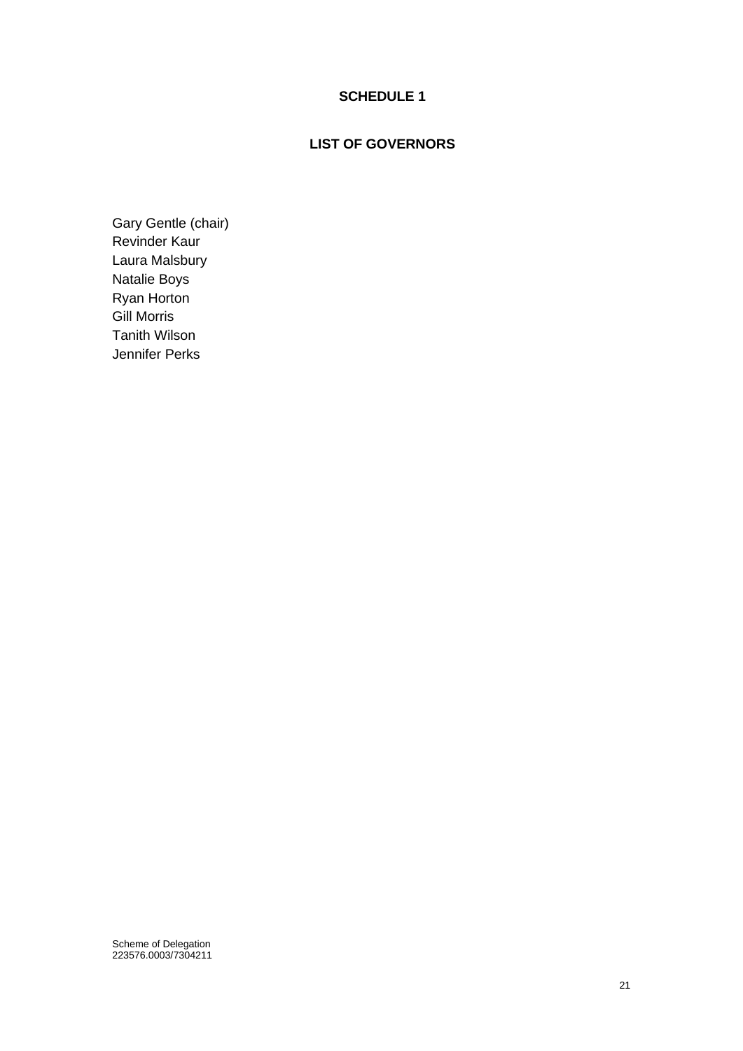# SCHEDULE 1

## LIST OF GOVERNORS

Gary Gentle (chair)
Revinder Kaur
Laura Malsbury
Natalie Boys
Ryan Horton
Gill Morris
Tanith Wilson
Jennifer Perks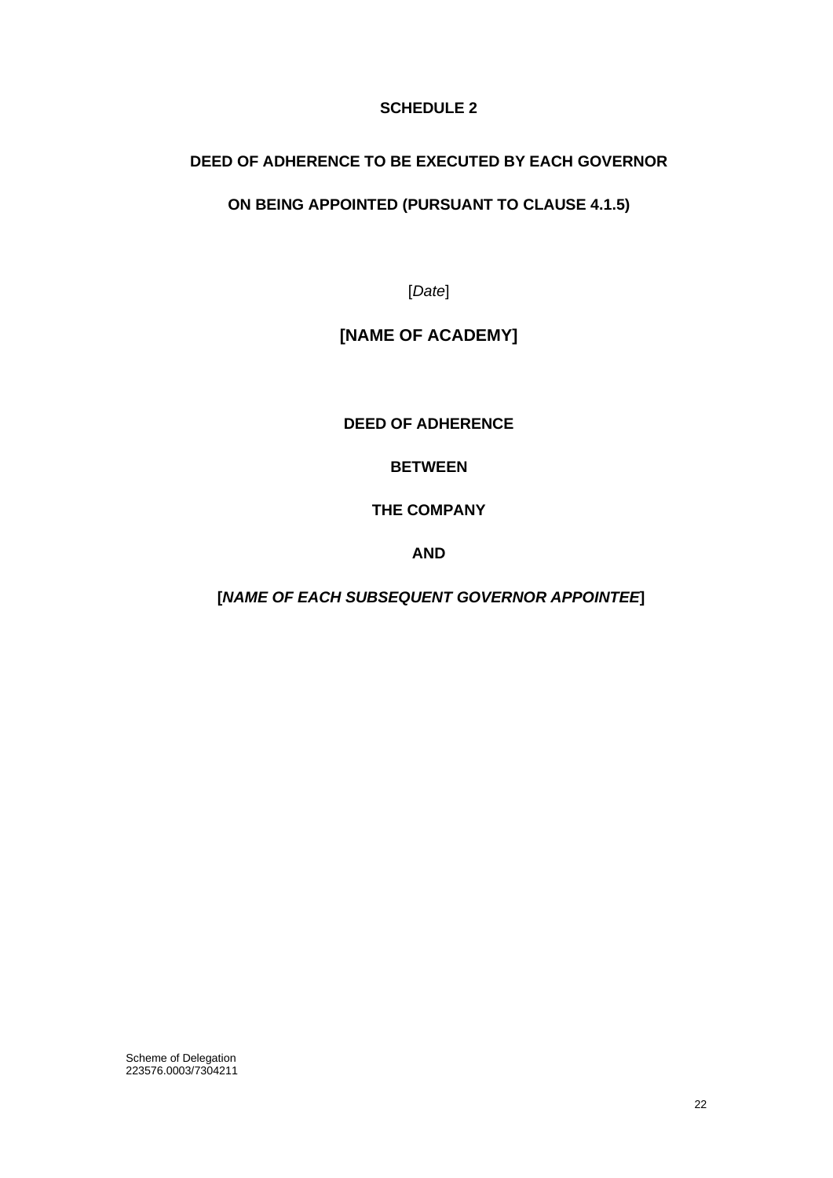## SCHEDULE 2

## DEED OF ADHERENCE TO BE EXECUTED BY EACH GOVERNOR

## ON BEING APPOINTED (PURSUANT TO CLAUSE 4.1.5)

[*Date*]

# [NAME OF ACADEMY]

**DEED OF ADHERENCE**

**BETWEEN**

**THE COMPANY**

**AND**

**[*NAME OF EACH SUBSEQUENT GOVERNOR APPOINTEE*]**

Scheme of Delegation
223576.0003/7304211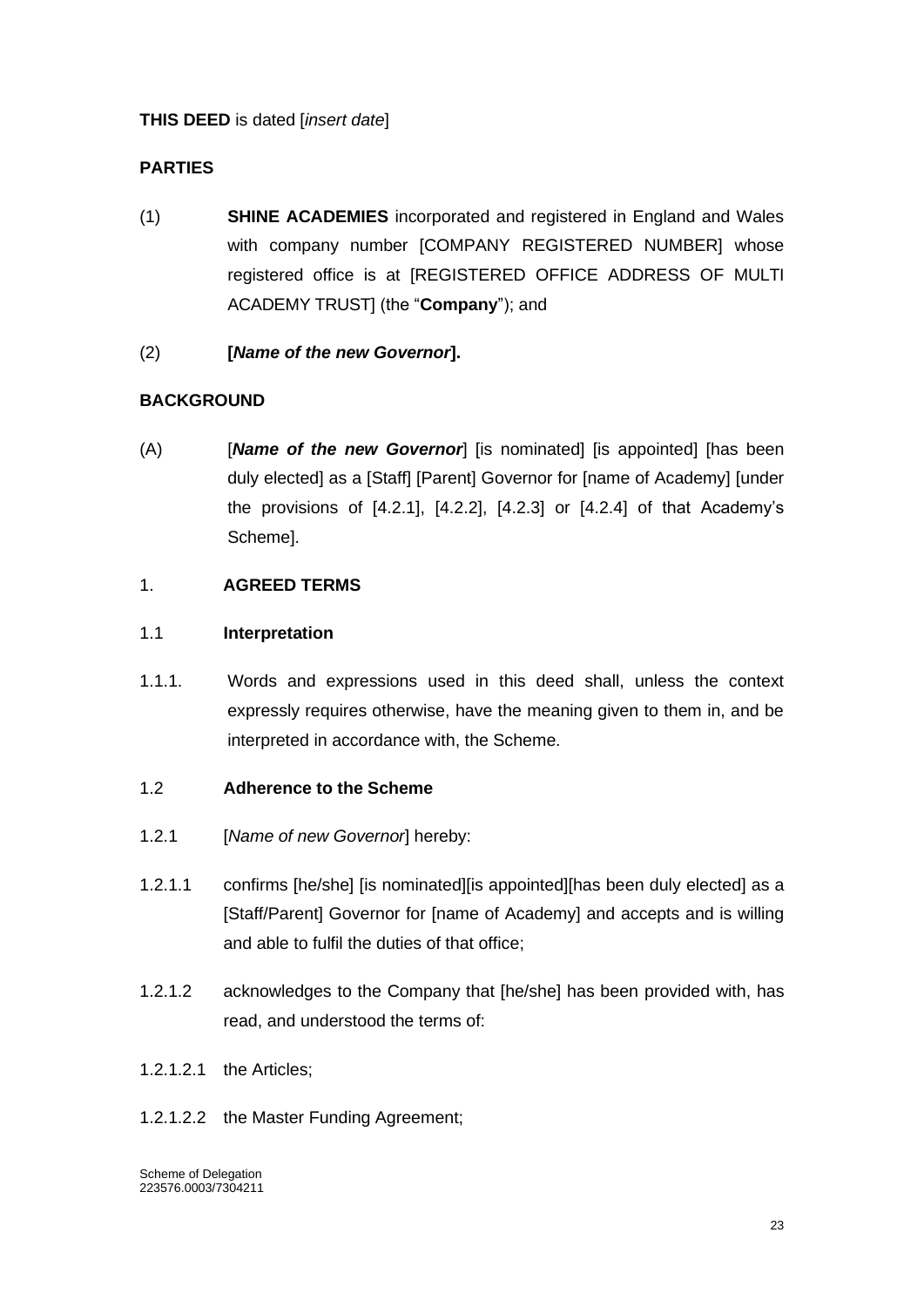**THIS DEED** is dated [*insert date*]

**PARTIES**

(1) **SHINE ACADEMIES** incorporated and registered in England and Wales with company number [COMPANY REGISTERED NUMBER] whose registered office is at [REGISTERED OFFICE ADDRESS OF MULTI ACADEMY TRUST] (the "**Company**"); and

(2) **[*Name of the new Governor*].**

**BACKGROUND**

(A) [***Name of the new Governor***] [is nominated] [is appointed] [has been duly elected] as a [Staff] [Parent] Governor for [name of Academy] [under the provisions of [4.2.1], [4.2.2], [4.2.3] or [4.2.4] of that Academy's Scheme].

1. **AGREED TERMS**

1.1 **Interpretation**

1.1.1. Words and expressions used in this deed shall, unless the context expressly requires otherwise, have the meaning given to them in, and be interpreted in accordance with, the Scheme.

1.2 **Adherence to the Scheme**

1.2.1 [*Name of new Governor*] hereby:

1.2.1.1 confirms [he/she] [is nominated][is appointed][has been duly elected] as a [Staff/Parent] Governor for [name of Academy] and accepts and is willing and able to fulfil the duties of that office;

1.2.1.2 acknowledges to the Company that [he/she] has been provided with, has read, and understood the terms of:

1.2.1.2.1 the Articles;

1.2.1.2.2 the Master Funding Agreement;

Scheme of Delegation
223576.0003/7304211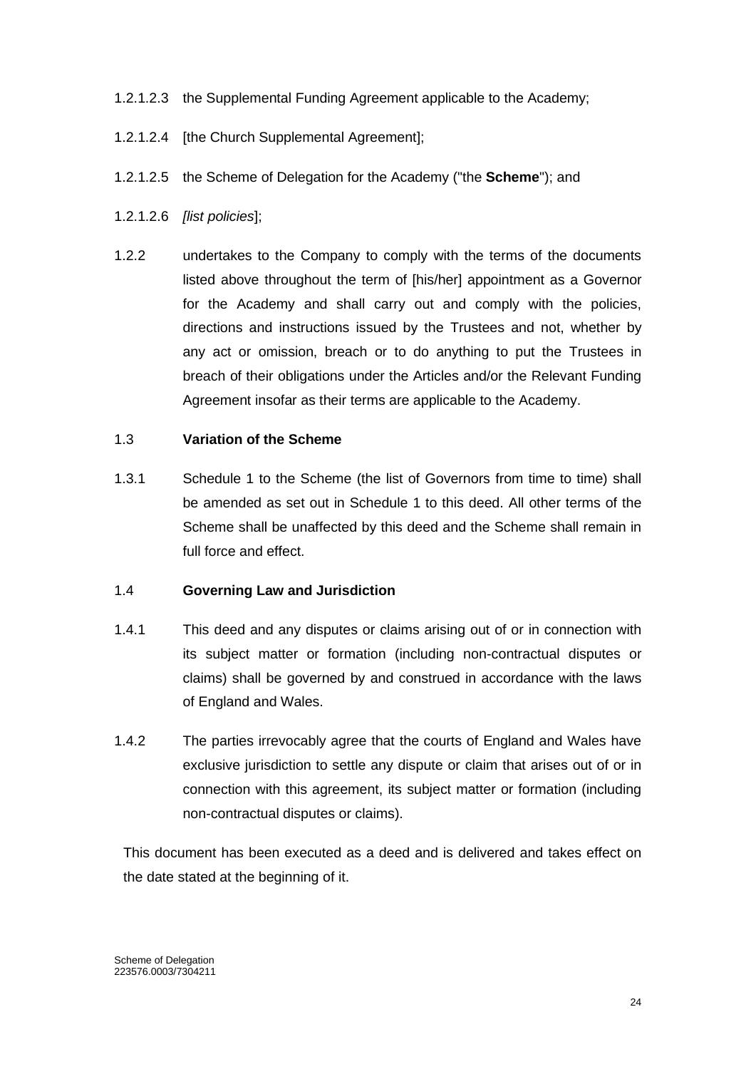1.2.1.2.3 the Supplemental Funding Agreement applicable to the Academy;

1.2.1.2.4 [the Church Supplemental Agreement];

1.2.1.2.5 the Scheme of Delegation for the Academy ("the **Scheme**"); and

1.2.1.2.6 *[list policies*];

1.2.2 undertakes to the Company to comply with the terms of the documents listed above throughout the term of [his/her] appointment as a Governor for the Academy and shall carry out and comply with the policies, directions and instructions issued by the Trustees and not, whether by any act or omission, breach or to do anything to put the Trustees in breach of their obligations under the Articles and/or the Relevant Funding Agreement insofar as their terms are applicable to the Academy.

1.3 **Variation of the Scheme**

1.3.1 Schedule 1 to the Scheme (the list of Governors from time to time) shall be amended as set out in Schedule 1 to this deed. All other terms of the Scheme shall be unaffected by this deed and the Scheme shall remain in full force and effect.

1.4 **Governing Law and Jurisdiction**

1.4.1 This deed and any disputes or claims arising out of or in connection with its subject matter or formation (including non-contractual disputes or claims) shall be governed by and construed in accordance with the laws of England and Wales.

1.4.2 The parties irrevocably agree that the courts of England and Wales have exclusive jurisdiction to settle any dispute or claim that arises out of or in connection with this agreement, its subject matter or formation (including non-contractual disputes or claims).

This document has been executed as a deed and is delivered and takes effect on the date stated at the beginning of it.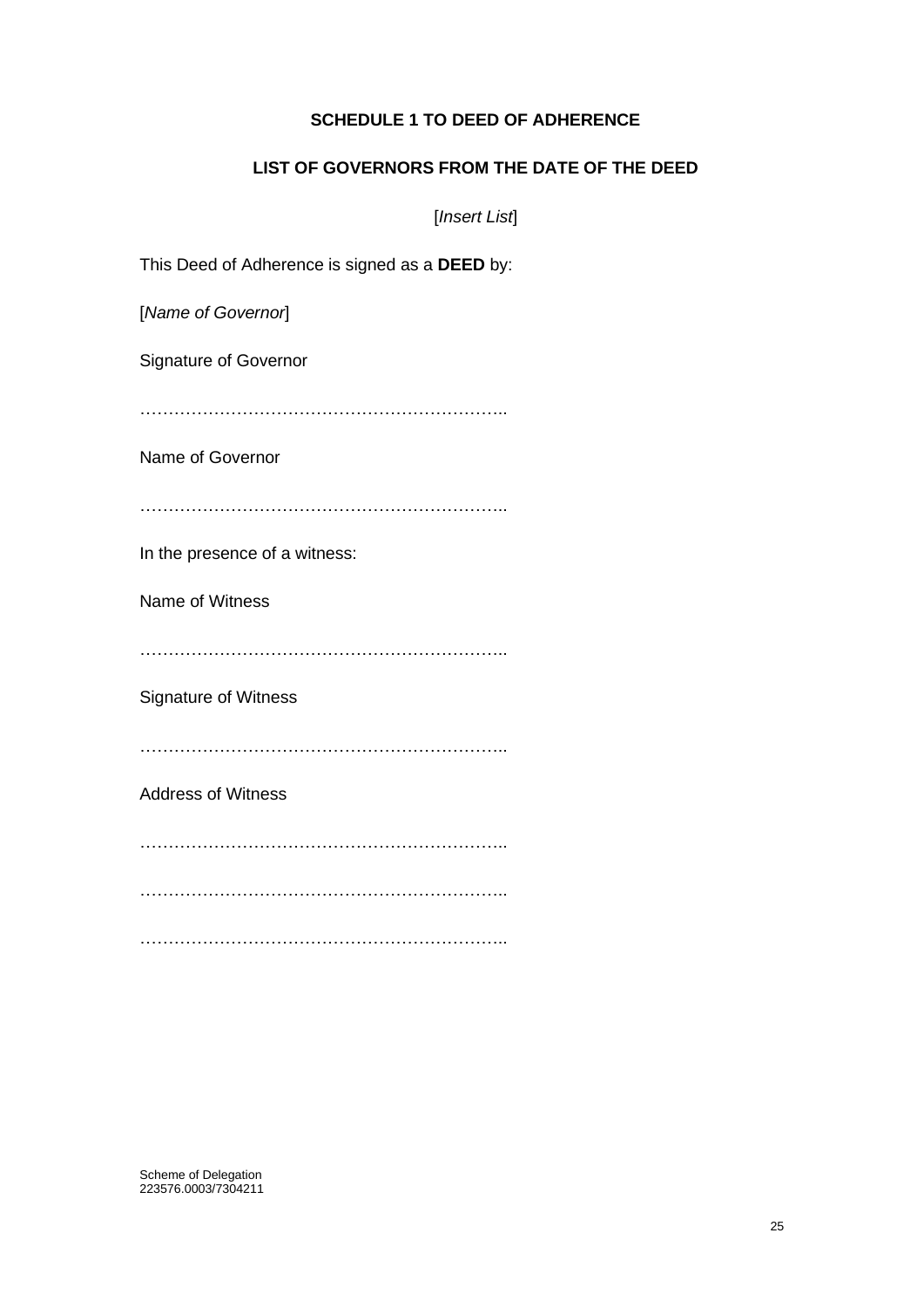**SCHEDULE 1 TO DEED OF ADHERENCE**

**LIST OF GOVERNORS FROM THE DATE OF THE DEED**

[*Insert List*]

This Deed of Adherence is signed as a **DEED** by:

[*Name of Governor*]

Signature of Governor

………………………………………………………..

Name of Governor

………………………………………………………..

In the presence of a witness:

Name of Witness

………………………………………………………..

Signature of Witness

………………………………………………………..

Address of Witness

………………………………………………………..

………………………………………………………..

………………………………………………………..

Scheme of Delegation
223576.0003/7304211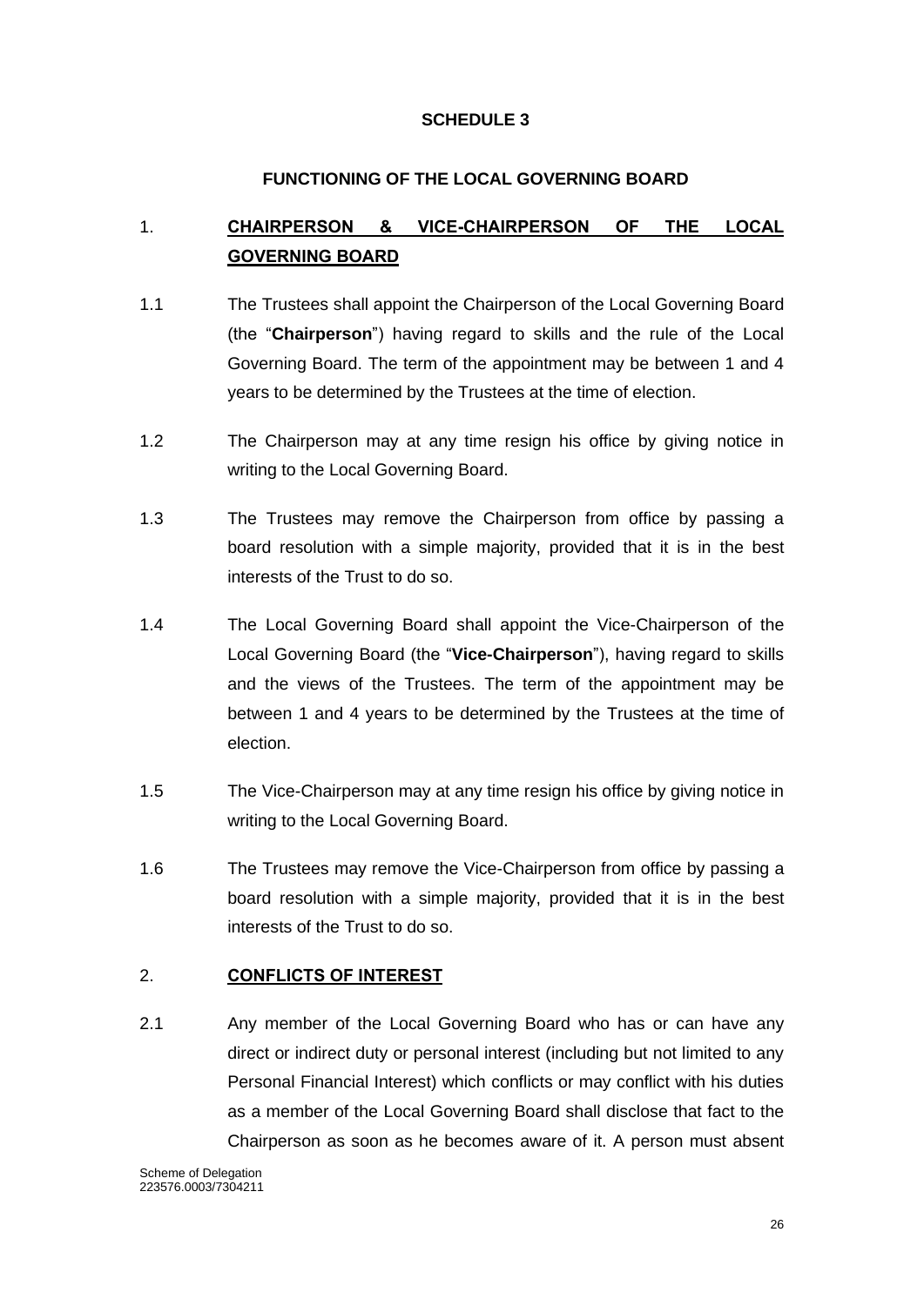# SCHEDULE 3

## FUNCTIONING OF THE LOCAL GOVERNING BOARD

### 1. CHAIRPERSON & VICE-CHAIRPERSON OF THE LOCAL GOVERNING BOARD

1.1 The Trustees shall appoint the Chairperson of the Local Governing Board (the "**Chairperson**") having regard to skills and the rule of the Local Governing Board. The term of the appointment may be between 1 and 4 years to be determined by the Trustees at the time of election.

1.2 The Chairperson may at any time resign his office by giving notice in writing to the Local Governing Board.

1.3 The Trustees may remove the Chairperson from office by passing a board resolution with a simple majority, provided that it is in the best interests of the Trust to do so.

1.4 The Local Governing Board shall appoint the Vice-Chairperson of the Local Governing Board (the "**Vice-Chairperson**"), having regard to skills and the views of the Trustees. The term of the appointment may be between 1 and 4 years to be determined by the Trustees at the time of election.

1.5 The Vice-Chairperson may at any time resign his office by giving notice in writing to the Local Governing Board.

1.6 The Trustees may remove the Vice-Chairperson from office by passing a board resolution with a simple majority, provided that it is in the best interests of the Trust to do so.

### 2. CONFLICTS OF INTEREST

2.1 Any member of the Local Governing Board who has or can have any direct or indirect duty or personal interest (including but not limited to any Personal Financial Interest) which conflicts or may conflict with his duties as a member of the Local Governing Board shall disclose that fact to the Chairperson as soon as he becomes aware of it. A person must absent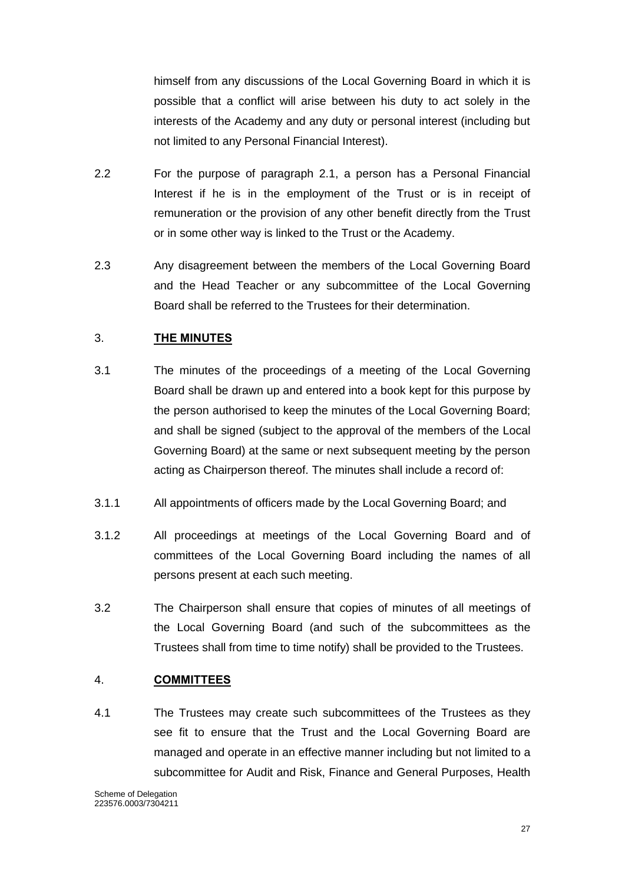himself from any discussions of the Local Governing Board in which it is possible that a conflict will arise between his duty to act solely in the interests of the Academy and any duty or personal interest (including but not limited to any Personal Financial Interest).

2.2 For the purpose of paragraph 2.1, a person has a Personal Financial Interest if he is in the employment of the Trust or is in receipt of remuneration or the provision of any other benefit directly from the Trust or in some other way is linked to the Trust or the Academy.

2.3 Any disagreement between the members of the Local Governing Board and the Head Teacher or any subcommittee of the Local Governing Board shall be referred to the Trustees for their determination.

## 3. **THE MINUTES**

3.1 The minutes of the proceedings of a meeting of the Local Governing Board shall be drawn up and entered into a book kept for this purpose by the person authorised to keep the minutes of the Local Governing Board; and shall be signed (subject to the approval of the members of the Local Governing Board) at the same or next subsequent meeting by the person acting as Chairperson thereof. The minutes shall include a record of:

3.1.1 All appointments of officers made by the Local Governing Board; and

3.1.2 All proceedings at meetings of the Local Governing Board and of committees of the Local Governing Board including the names of all persons present at each such meeting.

3.2 The Chairperson shall ensure that copies of minutes of all meetings of the Local Governing Board (and such of the subcommittees as the Trustees shall from time to time notify) shall be provided to the Trustees.

## 4. **COMMITTEES**

4.1 The Trustees may create such subcommittees of the Trustees as they see fit to ensure that the Trust and the Local Governing Board are managed and operate in an effective manner including but not limited to a subcommittee for Audit and Risk, Finance and General Purposes, Health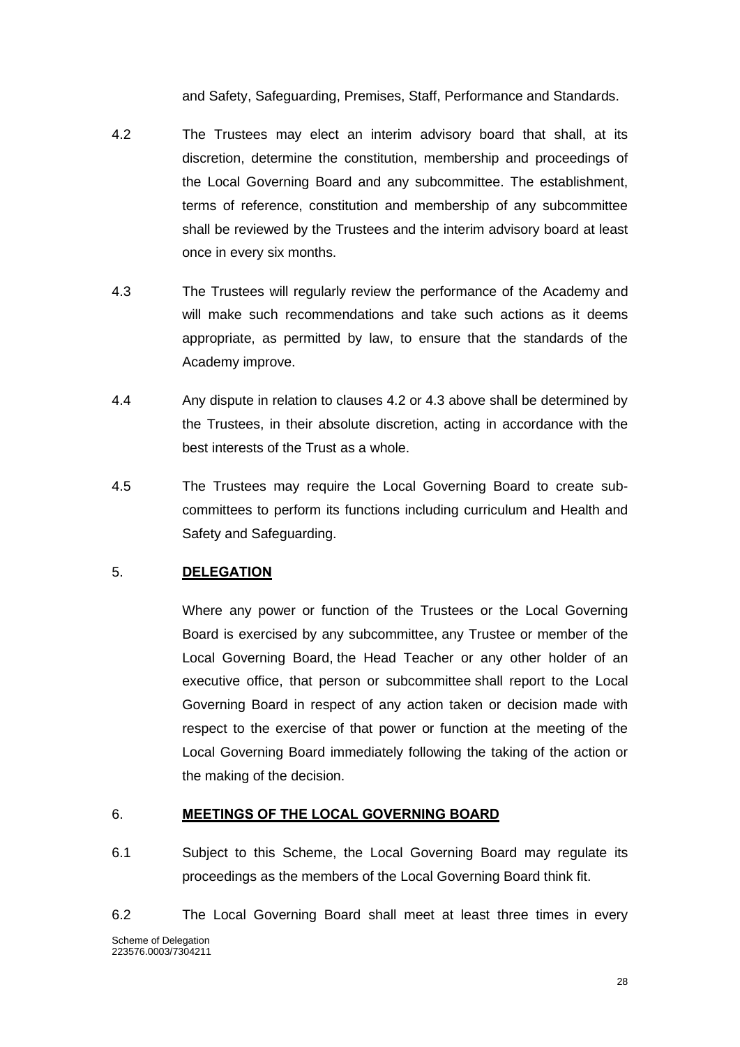and Safety, Safeguarding, Premises, Staff, Performance and Standards.

4.2 The Trustees may elect an interim advisory board that shall, at its discretion, determine the constitution, membership and proceedings of the Local Governing Board and any subcommittee. The establishment, terms of reference, constitution and membership of any subcommittee shall be reviewed by the Trustees and the interim advisory board at least once in every six months.

4.3 The Trustees will regularly review the performance of the Academy and will make such recommendations and take such actions as it deems appropriate, as permitted by law, to ensure that the standards of the Academy improve.

4.4 Any dispute in relation to clauses 4.2 or 4.3 above shall be determined by the Trustees, in their absolute discretion, acting in accordance with the best interests of the Trust as a whole.

4.5 The Trustees may require the Local Governing Board to create sub-committees to perform its functions including curriculum and Health and Safety and Safeguarding.

## 5. **DELEGATION**

Where any power or function of the Trustees or the Local Governing Board is exercised by any subcommittee, any Trustee or member of the Local Governing Board, the Head Teacher or any other holder of an executive office, that person or subcommittee shall report to the Local Governing Board in respect of any action taken or decision made with respect to the exercise of that power or function at the meeting of the Local Governing Board immediately following the taking of the action or the making of the decision.

## 6. **MEETINGS OF THE LOCAL GOVERNING BOARD**

6.1 Subject to this Scheme, the Local Governing Board may regulate its proceedings as the members of the Local Governing Board think fit.

6.2 The Local Governing Board shall meet at least three times in every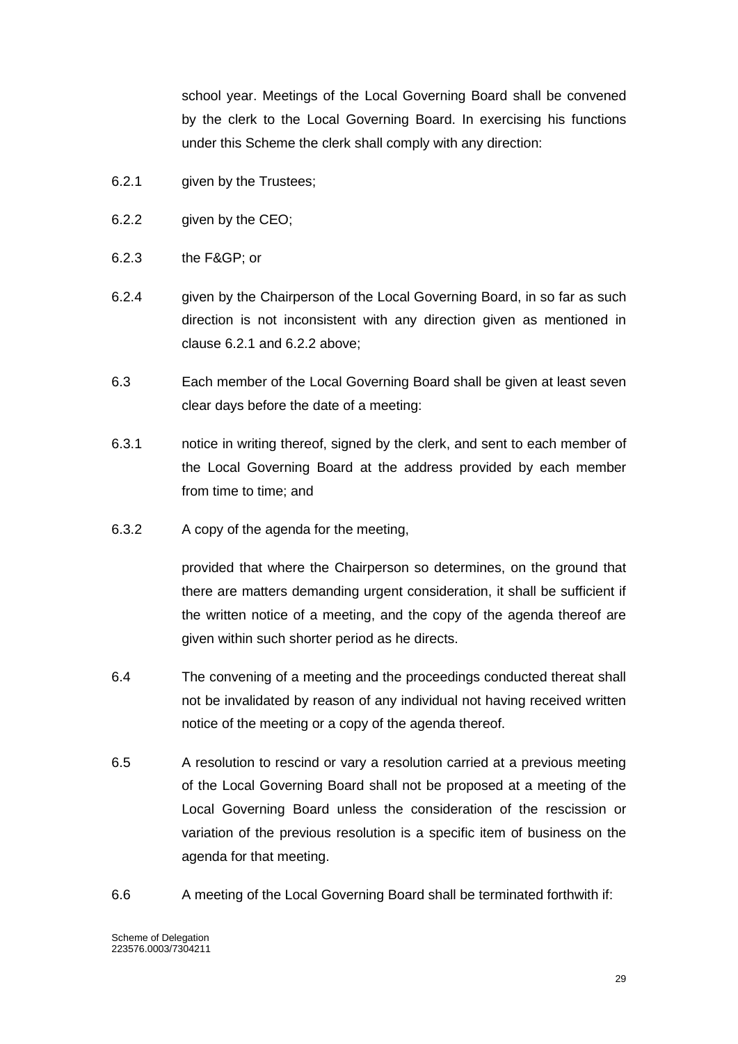school year. Meetings of the Local Governing Board shall be convened by the clerk to the Local Governing Board. In exercising his functions under this Scheme the clerk shall comply with any direction:

6.2.1 given by the Trustees;

6.2.2 given by the CEO;

6.2.3 the F&GP; or

6.2.4 given by the Chairperson of the Local Governing Board, in so far as such direction is not inconsistent with any direction given as mentioned in clause 6.2.1 and 6.2.2 above;

6.3 Each member of the Local Governing Board shall be given at least seven clear days before the date of a meeting:

6.3.1 notice in writing thereof, signed by the clerk, and sent to each member of the Local Governing Board at the address provided by each member from time to time; and

6.3.2 A copy of the agenda for the meeting,

provided that where the Chairperson so determines, on the ground that there are matters demanding urgent consideration, it shall be sufficient if the written notice of a meeting, and the copy of the agenda thereof are given within such shorter period as he directs.

6.4 The convening of a meeting and the proceedings conducted thereat shall not be invalidated by reason of any individual not having received written notice of the meeting or a copy of the agenda thereof.

6.5 A resolution to rescind or vary a resolution carried at a previous meeting of the Local Governing Board shall not be proposed at a meeting of the Local Governing Board unless the consideration of the rescission or variation of the previous resolution is a specific item of business on the agenda for that meeting.

6.6 A meeting of the Local Governing Board shall be terminated forthwith if: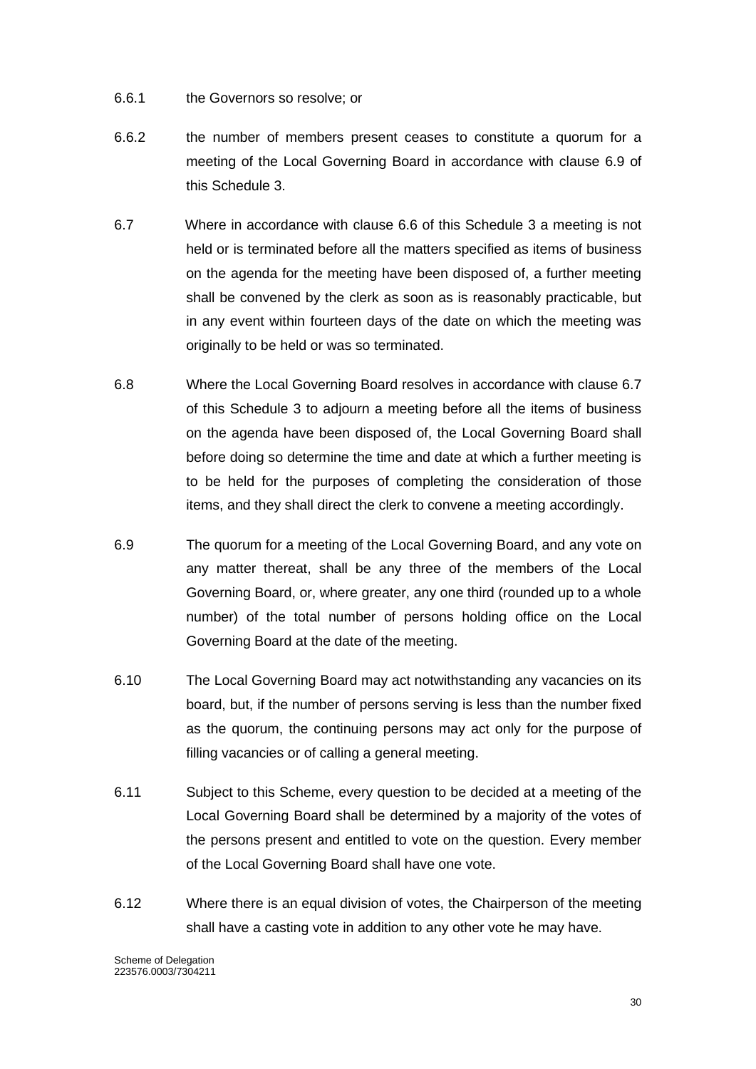6.6.1 the Governors so resolve; or

6.6.2 the number of members present ceases to constitute a quorum for a meeting of the Local Governing Board in accordance with clause 6.9 of this Schedule 3.

6.7 Where in accordance with clause 6.6 of this Schedule 3 a meeting is not held or is terminated before all the matters specified as items of business on the agenda for the meeting have been disposed of, a further meeting shall be convened by the clerk as soon as is reasonably practicable, but in any event within fourteen days of the date on which the meeting was originally to be held or was so terminated.

6.8 Where the Local Governing Board resolves in accordance with clause 6.7 of this Schedule 3 to adjourn a meeting before all the items of business on the agenda have been disposed of, the Local Governing Board shall before doing so determine the time and date at which a further meeting is to be held for the purposes of completing the consideration of those items, and they shall direct the clerk to convene a meeting accordingly.

6.9 The quorum for a meeting of the Local Governing Board, and any vote on any matter thereat, shall be any three of the members of the Local Governing Board, or, where greater, any one third (rounded up to a whole number) of the total number of persons holding office on the Local Governing Board at the date of the meeting.

6.10 The Local Governing Board may act notwithstanding any vacancies on its board, but, if the number of persons serving is less than the number fixed as the quorum, the continuing persons may act only for the purpose of filling vacancies or of calling a general meeting.

6.11 Subject to this Scheme, every question to be decided at a meeting of the Local Governing Board shall be determined by a majority of the votes of the persons present and entitled to vote on the question. Every member of the Local Governing Board shall have one vote.

6.12 Where there is an equal division of votes, the Chairperson of the meeting shall have a casting vote in addition to any other vote he may have.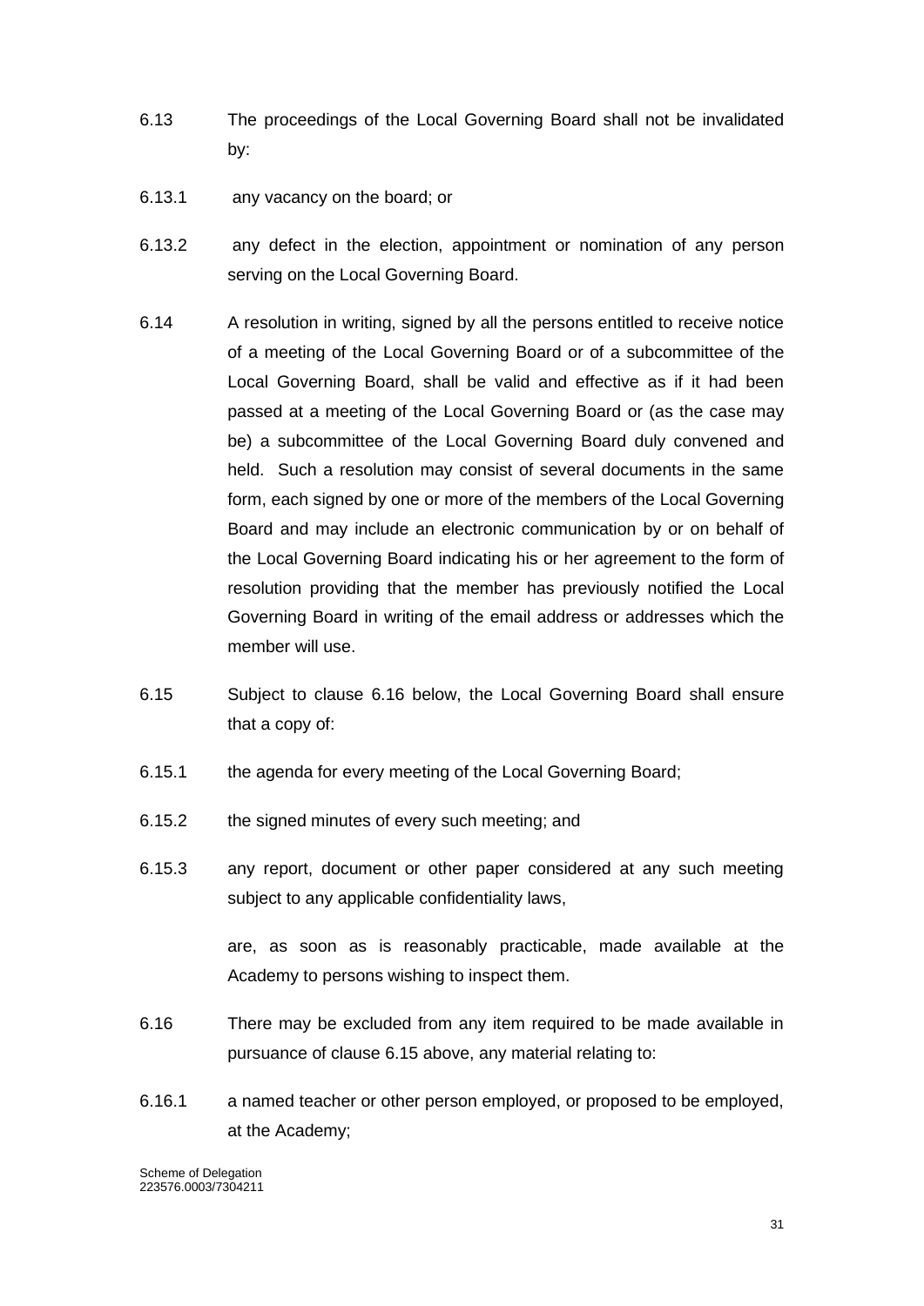6.13 The proceedings of the Local Governing Board shall not be invalidated by:

6.13.1 any vacancy on the board; or

6.13.2 any defect in the election, appointment or nomination of any person serving on the Local Governing Board.

6.14 A resolution in writing, signed by all the persons entitled to receive notice of a meeting of the Local Governing Board or of a subcommittee of the Local Governing Board, shall be valid and effective as if it had been passed at a meeting of the Local Governing Board or (as the case may be) a subcommittee of the Local Governing Board duly convened and held. Such a resolution may consist of several documents in the same form, each signed by one or more of the members of the Local Governing Board and may include an electronic communication by or on behalf of the Local Governing Board indicating his or her agreement to the form of resolution providing that the member has previously notified the Local Governing Board in writing of the email address or addresses which the member will use.

6.15 Subject to clause 6.16 below, the Local Governing Board shall ensure that a copy of:

6.15.1 the agenda for every meeting of the Local Governing Board;

6.15.2 the signed minutes of every such meeting; and

6.15.3 any report, document or other paper considered at any such meeting subject to any applicable confidentiality laws,

are, as soon as is reasonably practicable, made available at the Academy to persons wishing to inspect them.

6.16 There may be excluded from any item required to be made available in pursuance of clause 6.15 above, any material relating to:

6.16.1 a named teacher or other person employed, or proposed to be employed, at the Academy;

Scheme of Delegation
223576.0003/7304211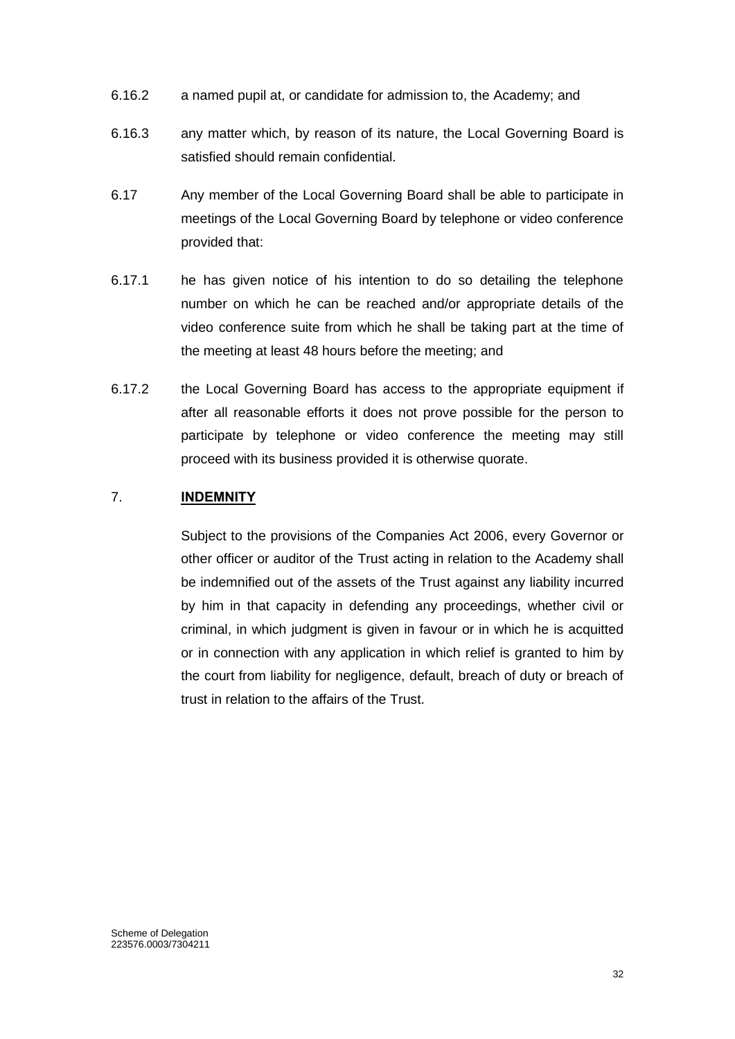6.16.2 a named pupil at, or candidate for admission to, the Academy; and

6.16.3 any matter which, by reason of its nature, the Local Governing Board is satisfied should remain confidential.

6.17 Any member of the Local Governing Board shall be able to participate in meetings of the Local Governing Board by telephone or video conference provided that:

6.17.1 he has given notice of his intention to do so detailing the telephone number on which he can be reached and/or appropriate details of the video conference suite from which he shall be taking part at the time of the meeting at least 48 hours before the meeting; and

6.17.2 the Local Governing Board has access to the appropriate equipment if after all reasonable efforts it does not prove possible for the person to participate by telephone or video conference the meeting may still proceed with its business provided it is otherwise quorate.

## 7. INDEMNITY

Subject to the provisions of the Companies Act 2006, every Governor or other officer or auditor of the Trust acting in relation to the Academy shall be indemnified out of the assets of the Trust against any liability incurred by him in that capacity in defending any proceedings, whether civil or criminal, in which judgment is given in favour or in which he is acquitted or in connection with any application in which relief is granted to him by the court from liability for negligence, default, breach of duty or breach of trust in relation to the affairs of the Trust.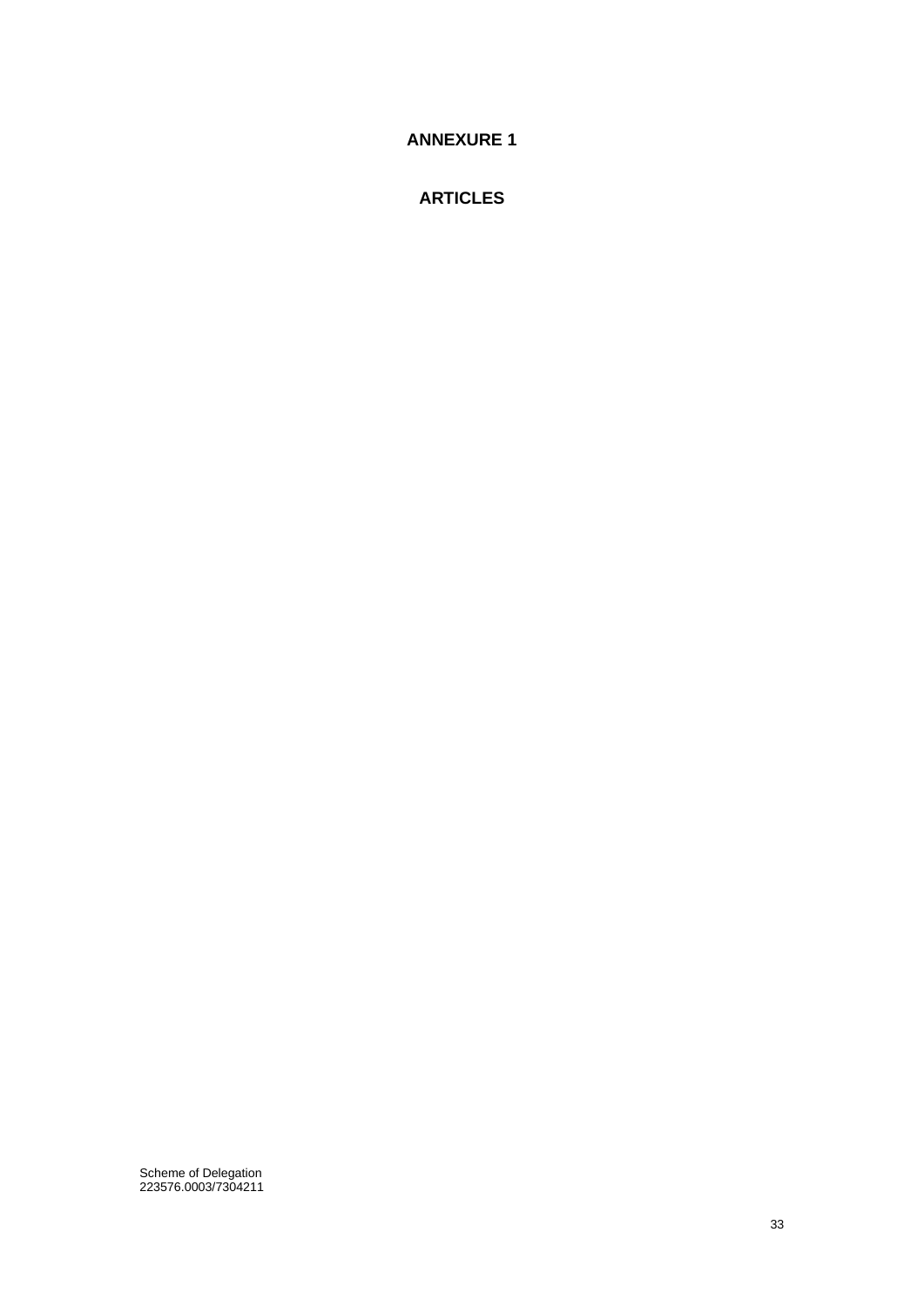# ANNEXURE 1

# ARTICLES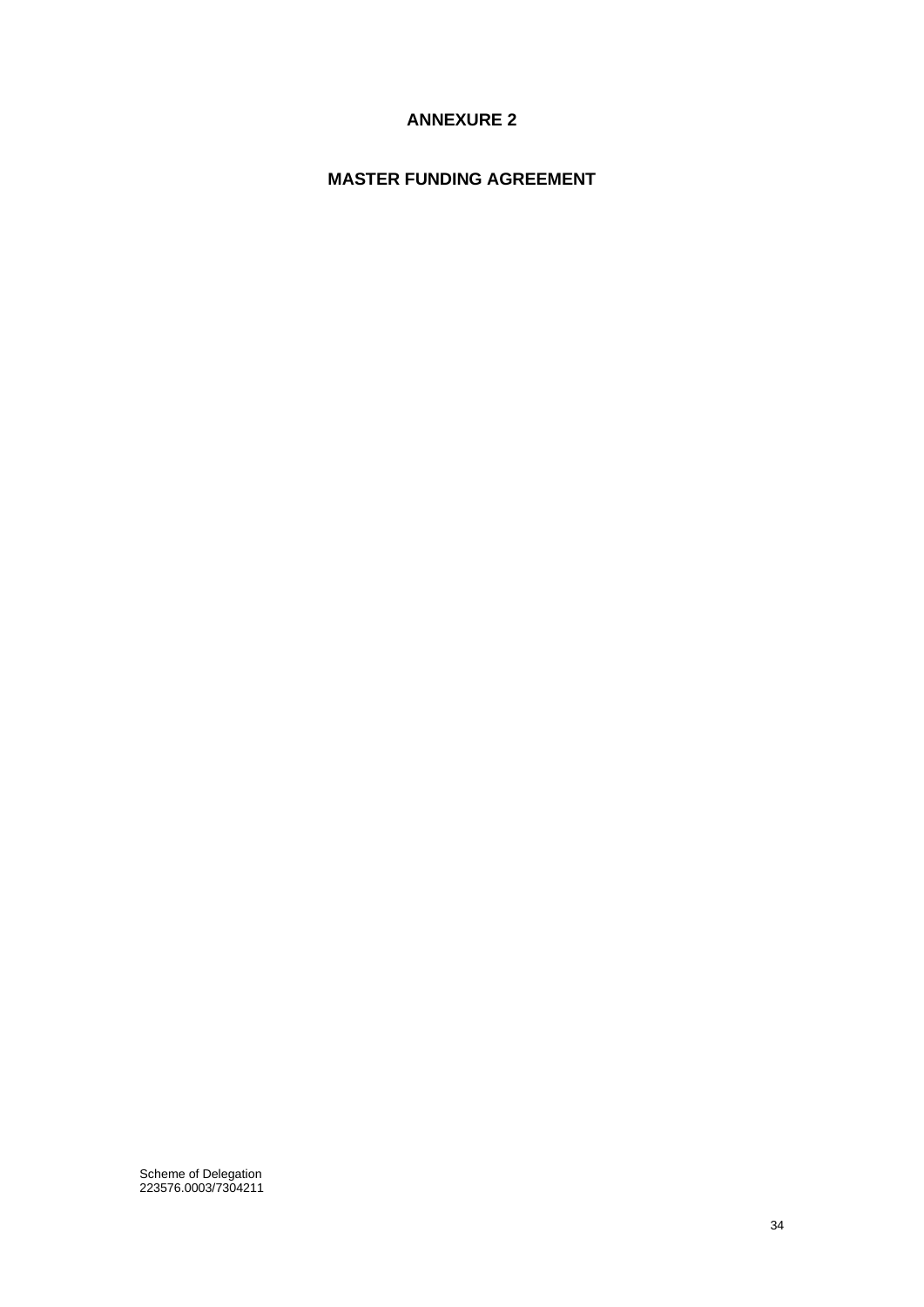# ANNEXURE 2

## MASTER FUNDING AGREEMENT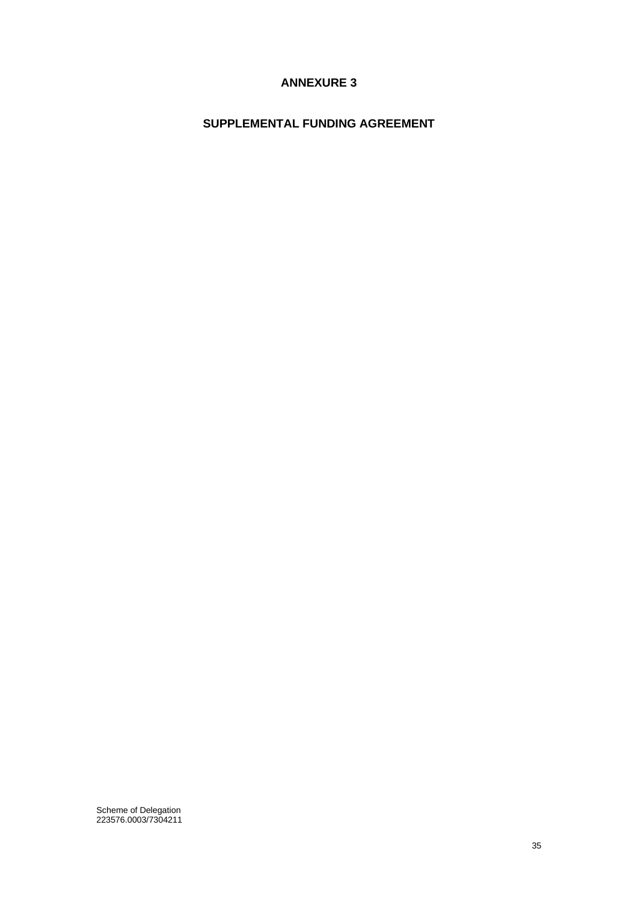# ANNEXURE 3

## SUPPLEMENTAL FUNDING AGREEMENT